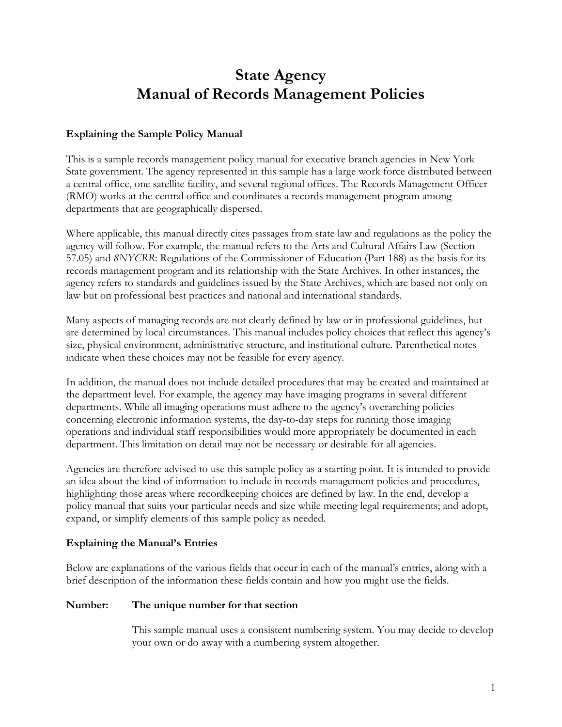# State Agency
# Manual of Records Management Policies

### Explaining the Sample Policy Manual

This is a sample records management policy manual for executive branch agencies in New York State government. The agency represented in this sample has a large work force distributed between a central office, one satellite facility, and several regional offices. The Records Management Officer (RMO) works at the central office and coordinates a records management program among departments that are geographically dispersed.

Where applicable, this manual directly cites passages from state law and regulations as the policy the agency will follow. For example, the manual refers to the Arts and Cultural Affairs Law (Section 57.05) and *8NYCRR*: Regulations of the Commissioner of Education (Part 188) as the basis for its records management program and its relationship with the State Archives. In other instances, the agency refers to standards and guidelines issued by the State Archives, which are based not only on law but on professional best practices and national and international standards.

Many aspects of managing records are not clearly defined by law or in professional guidelines, but are determined by local circumstances. This manual includes policy choices that reflect this agency's size, physical environment, administrative structure, and institutional culture. Parenthetical notes indicate when these choices may not be feasible for every agency.

In addition, the manual does not include detailed procedures that may be created and maintained at the department level. For example, the agency may have imaging programs in several different departments. While all imaging operations must adhere to the agency's overarching policies concerning electronic information systems, the day-to-day steps for running those imaging operations and individual staff responsibilities would more appropriately be documented in each department. This limitation on detail may not be necessary or desirable for all agencies.

Agencies are therefore advised to use this sample policy as a starting point. It is intended to provide an idea about the kind of information to include in records management policies and procedures, highlighting those areas where recordkeeping choices are defined by law. In the end, develop a policy manual that suits your particular needs and size while meeting legal requirements; and adopt, expand, or simplify elements of this sample policy as needed.

### Explaining the Manual's Entries

Below are explanations of the various fields that occur in each of the manual's entries, along with a brief description of the information these fields contain and how you might use the fields.

**Number: The unique number for that section**

This sample manual uses a consistent numbering system. You may decide to develop your own or do away with a numbering system altogether.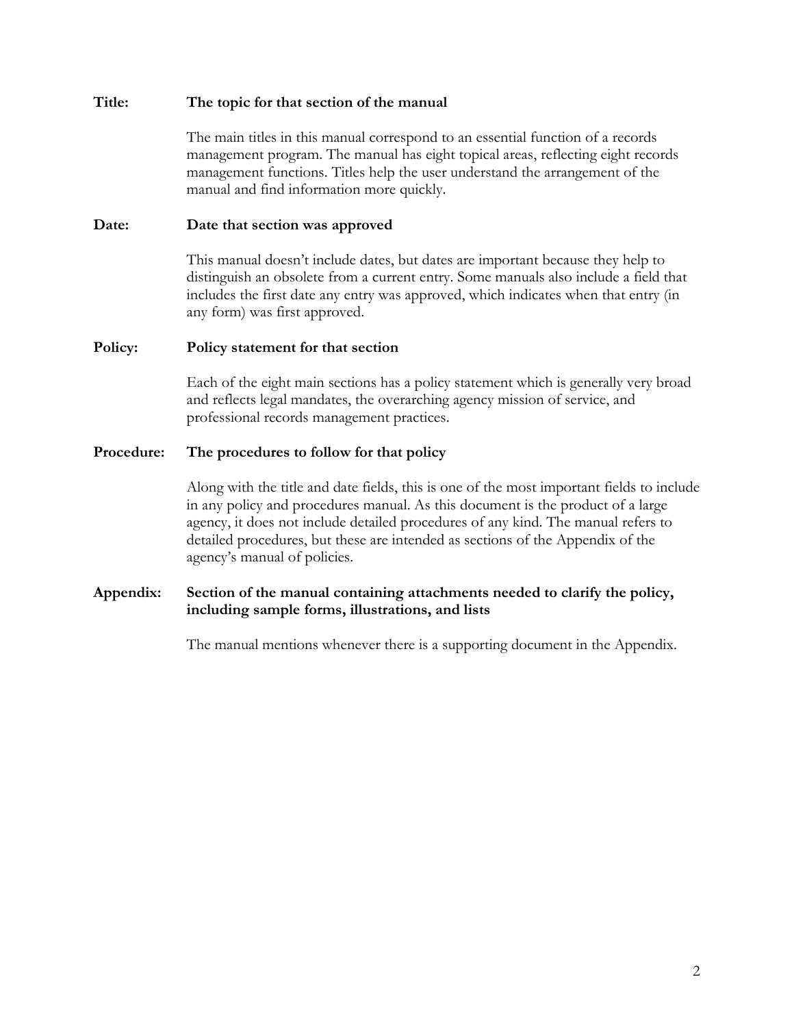**Title:** **The topic for that section of the manual**

The main titles in this manual correspond to an essential function of a records management program. The manual has eight topical areas, reflecting eight records management functions. Titles help the user understand the arrangement of the manual and find information more quickly.

**Date:** **Date that section was approved**

This manual doesn't include dates, but dates are important because they help to distinguish an obsolete from a current entry. Some manuals also include a field that includes the first date any entry was approved, which indicates when that entry (in any form) was first approved.

**Policy:** **Policy statement for that section**

Each of the eight main sections has a policy statement which is generally very broad and reflects legal mandates, the overarching agency mission of service, and professional records management practices.

**Procedure:** **The procedures to follow for that policy**

Along with the title and date fields, this is one of the most important fields to include in any policy and procedures manual. As this document is the product of a large agency, it does not include detailed procedures of any kind. The manual refers to detailed procedures, but these are intended as sections of the Appendix of the agency's manual of policies.

**Appendix:** **Section of the manual containing attachments needed to clarify the policy, including sample forms, illustrations, and lists**

The manual mentions whenever there is a supporting document in the Appendix.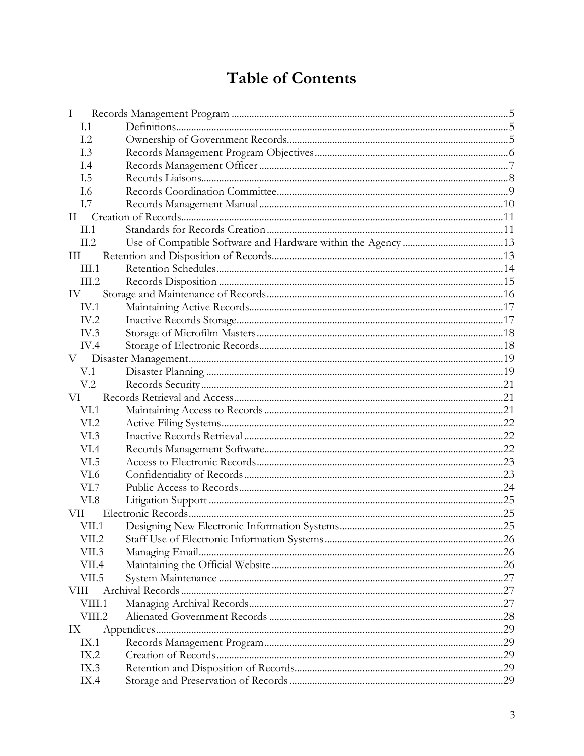# Table of Contents

- I Records Management Program ... 5
  - I.1 Definitions ... 5
  - I.2 Ownership of Government Records ... 5
  - I.3 Records Management Program Objectives ... 6
  - I.4 Records Management Officer ... 7
  - I.5 Records Liaisons ... 8
  - I.6 Records Coordination Committee ... 9
  - I.7 Records Management Manual ... 10
- II Creation of Records ... 11
  - II.1 Standards for Records Creation ... 11
  - II.2 Use of Compatible Software and Hardware within the Agency ... 13
- III Retention and Disposition of Records ... 13
  - III.1 Retention Schedules ... 14
  - III.2 Records Disposition ... 15
- IV Storage and Maintenance of Records ... 16
  - IV.1 Maintaining Active Records ... 17
  - IV.2 Inactive Records Storage ... 17
  - IV.3 Storage of Microfilm Masters ... 18
  - IV.4 Storage of Electronic Records ... 18
- V Disaster Management ... 19
  - V.1 Disaster Planning ... 19
  - V.2 Records Security ... 21
- VI Records Retrieval and Access ... 21
  - VI.1 Maintaining Access to Records ... 21
  - VI.2 Active Filing Systems ... 22
  - VI.3 Inactive Records Retrieval ... 22
  - VI.4 Records Management Software ... 22
  - VI.5 Access to Electronic Records ... 23
  - VI.6 Confidentiality of Records ... 23
  - VI.7 Public Access to Records ... 24
  - VI.8 Litigation Support ... 25
- VII Electronic Records ... 25
  - VII.1 Designing New Electronic Information Systems ... 25
  - VII.2 Staff Use of Electronic Information Systems ... 26
  - VII.3 Managing Email ... 26
  - VII.4 Maintaining the Official Website ... 26
  - VII.5 System Maintenance ... 27
- VIII Archival Records ... 27
  - VIII.1 Managing Archival Records ... 27
  - VIII.2 Alienated Government Records ... 28
- IX Appendices ... 29
  - IX.1 Records Management Program ... 29
  - IX.2 Creation of Records ... 29
  - IX.3 Retention and Disposition of Records ... 29
  - IX.4 Storage and Preservation of Records ... 29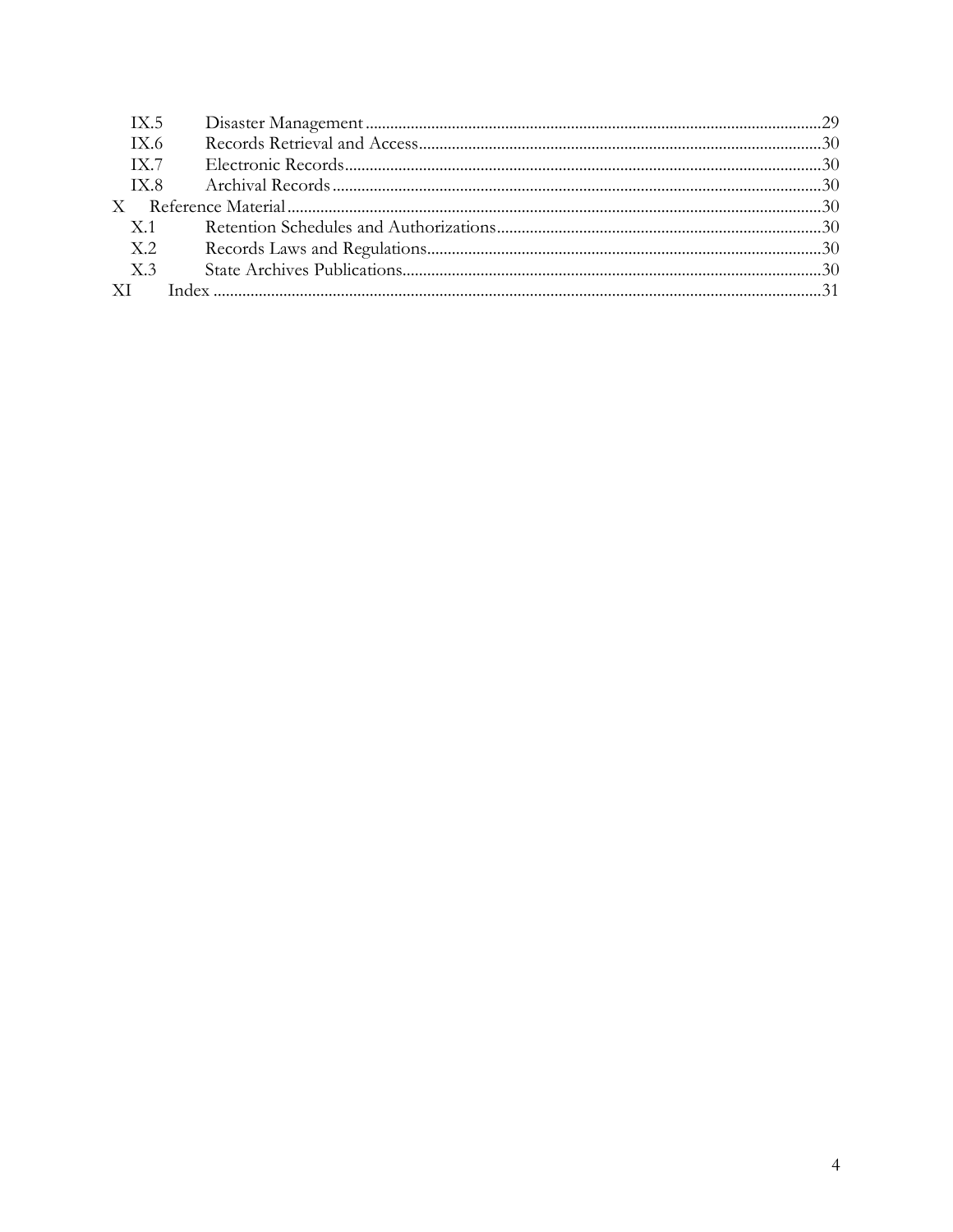- IX.5 Disaster Management ..... 29
- IX.6 Records Retrieval and Access ..... 30
- IX.7 Electronic Records ..... 30
- IX.8 Archival Records ..... 30

X Reference Material ..... 30

- X.1 Retention Schedules and Authorizations ..... 30
- X.2 Records Laws and Regulations ..... 30
- X.3 State Archives Publications ..... 30

XI Index ..... 31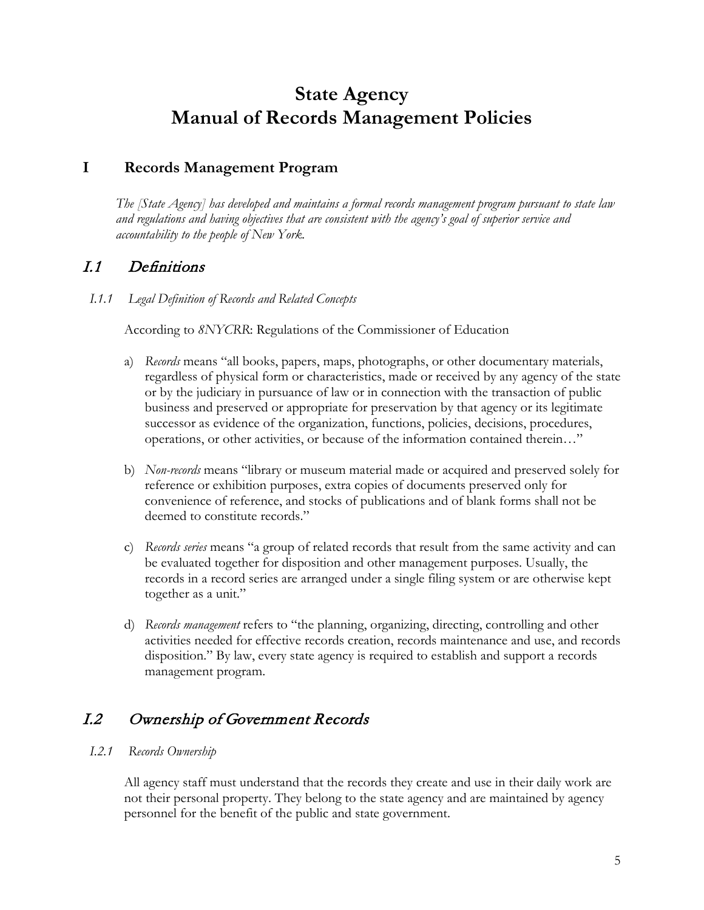# State Agency
# Manual of Records Management Policies

## I Records Management Program

*The [State Agency] has developed and maintains a formal records management program pursuant to state law and regulations and having objectives that are consistent with the agency's goal of superior service and accountability to the people of New York.*

## *I.1 Definitions*

### *I.1.1 Legal Definition of Records and Related Concepts*

According to *8NYCRR*: Regulations of the Commissioner of Education

a) *Records* means "all books, papers, maps, photographs, or other documentary materials, regardless of physical form or characteristics, made or received by any agency of the state or by the judiciary in pursuance of law or in connection with the transaction of public business and preserved or appropriate for preservation by that agency or its legitimate successor as evidence of the organization, functions, policies, decisions, procedures, operations, or other activities, or because of the information contained therein…"

b) *Non-records* means "library or museum material made or acquired and preserved solely for reference or exhibition purposes, extra copies of documents preserved only for convenience of reference, and stocks of publications and of blank forms shall not be deemed to constitute records."

c) *Records series* means "a group of related records that result from the same activity and can be evaluated together for disposition and other management purposes. Usually, the records in a record series are arranged under a single filing system or are otherwise kept together as a unit."

d) *Records management* refers to "the planning, organizing, directing, controlling and other activities needed for effective records creation, records maintenance and use, and records disposition." By law, every state agency is required to establish and support a records management program.

## *I.2 Ownership of Government Records*

### *I.2.1 Records Ownership*

All agency staff must understand that the records they create and use in their daily work are not their personal property. They belong to the state agency and are maintained by agency personnel for the benefit of the public and state government.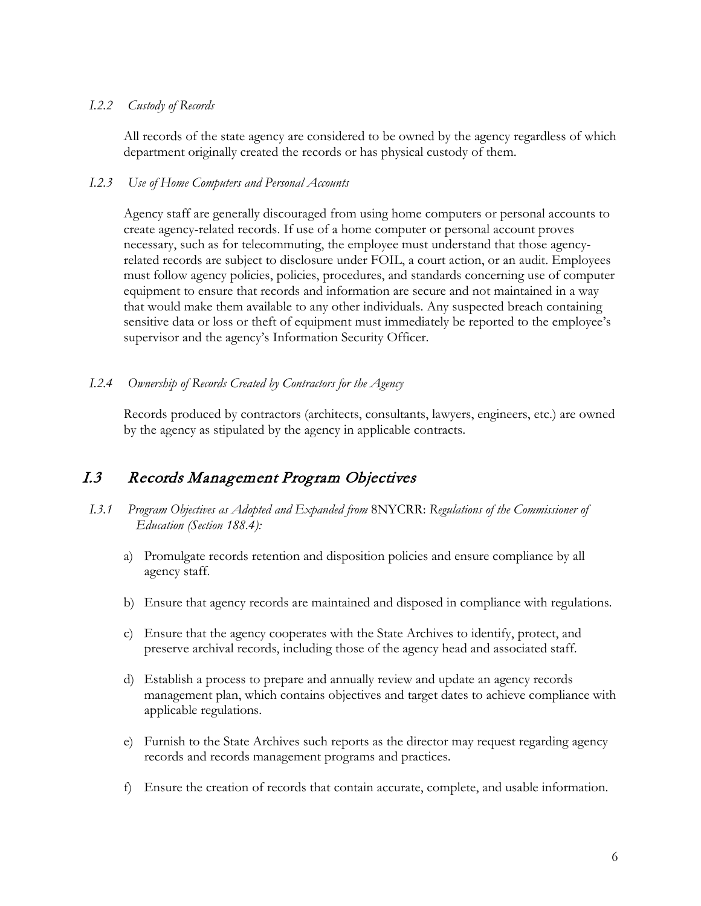#### *I.2.2 Custody of Records*

All records of the state agency are considered to be owned by the agency regardless of which department originally created the records or has physical custody of them.

#### *I.2.3 Use of Home Computers and Personal Accounts*

Agency staff are generally discouraged from using home computers or personal accounts to create agency-related records. If use of a home computer or personal account proves necessary, such as for telecommuting, the employee must understand that those agency-related records are subject to disclosure under FOIL, a court action, or an audit. Employees must follow agency policies, policies, procedures, and standards concerning use of computer equipment to ensure that records and information are secure and not maintained in a way that would make them available to any other individuals. Any suspected breach containing sensitive data or loss or theft of equipment must immediately be reported to the employee's supervisor and the agency's Information Security Officer.

#### *I.2.4 Ownership of Records Created by Contractors for the Agency*

Records produced by contractors (architects, consultants, lawyers, engineers, etc.) are owned by the agency as stipulated by the agency in applicable contracts.

## *I.3 Records Management Program Objectives*

#### *I.3.1 Program Objectives as Adopted and Expanded from* 8NYCRR: *Regulations of the Commissioner of Education (Section 188.4):*

a) Promulgate records retention and disposition policies and ensure compliance by all agency staff.

b) Ensure that agency records are maintained and disposed in compliance with regulations.

c) Ensure that the agency cooperates with the State Archives to identify, protect, and preserve archival records, including those of the agency head and associated staff.

d) Establish a process to prepare and annually review and update an agency records management plan, which contains objectives and target dates to achieve compliance with applicable regulations.

e) Furnish to the State Archives such reports as the director may request regarding agency records and records management programs and practices.

f) Ensure the creation of records that contain accurate, complete, and usable information.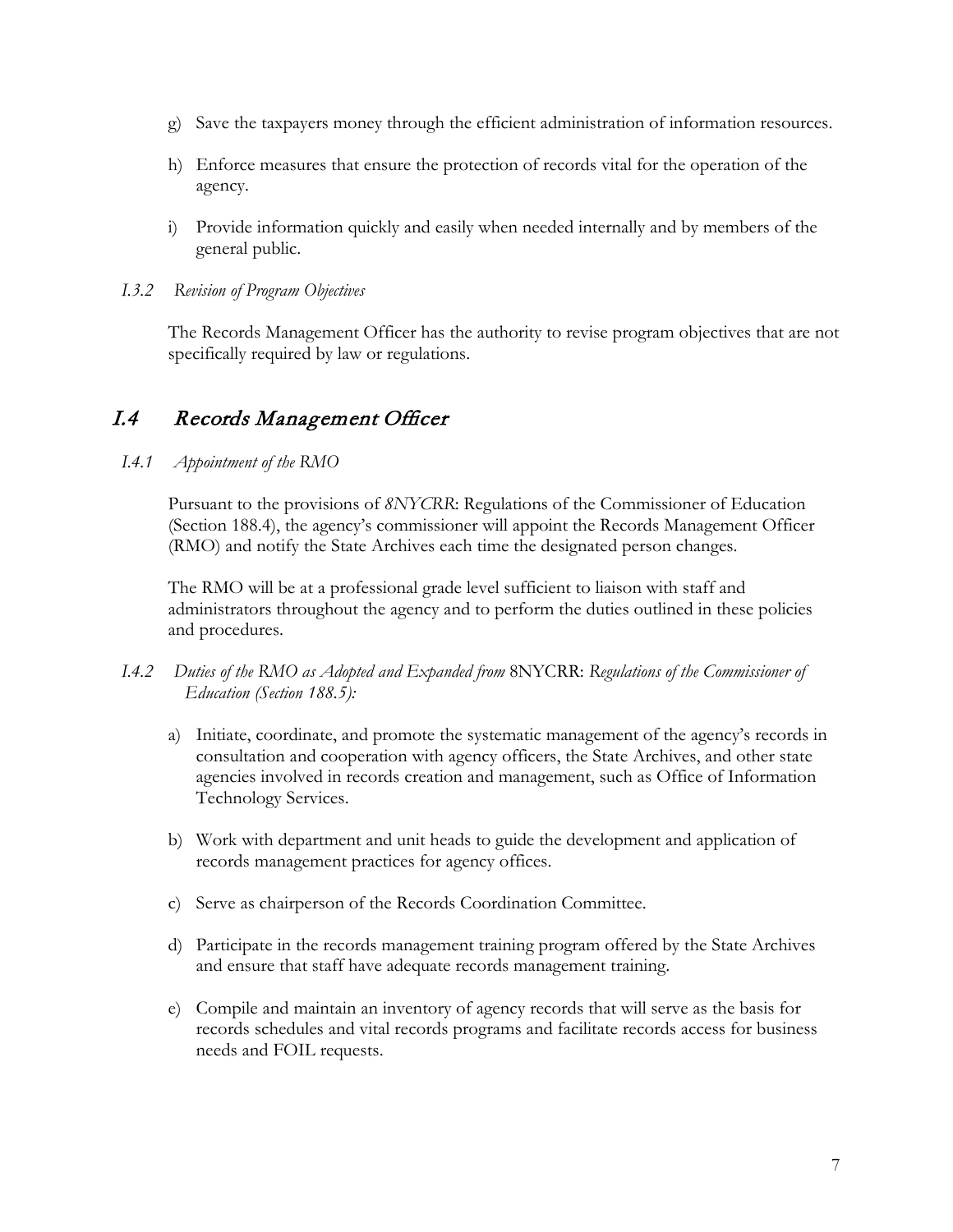g) Save the taxpayers money through the efficient administration of information resources.

h) Enforce measures that ensure the protection of records vital for the operation of the agency.

i) Provide information quickly and easily when needed internally and by members of the general public.

*I.3.2 Revision of Program Objectives*

The Records Management Officer has the authority to revise program objectives that are not specifically required by law or regulations.

## *I.4 Records Management Officer*

*I.4.1 Appointment of the RMO*

Pursuant to the provisions of *8NYCRR*: Regulations of the Commissioner of Education (Section 188.4), the agency's commissioner will appoint the Records Management Officer (RMO) and notify the State Archives each time the designated person changes.

The RMO will be at a professional grade level sufficient to liaison with staff and administrators throughout the agency and to perform the duties outlined in these policies and procedures.

*I.4.2 Duties of the RMO as Adopted and Expanded from* 8NYCRR: *Regulations of the Commissioner of Education (Section 188.5):*

a) Initiate, coordinate, and promote the systematic management of the agency's records in consultation and cooperation with agency officers, the State Archives, and other state agencies involved in records creation and management, such as Office of Information Technology Services.

b) Work with department and unit heads to guide the development and application of records management practices for agency offices.

c) Serve as chairperson of the Records Coordination Committee.

d) Participate in the records management training program offered by the State Archives and ensure that staff have adequate records management training.

e) Compile and maintain an inventory of agency records that will serve as the basis for records schedules and vital records programs and facilitate records access for business needs and FOIL requests.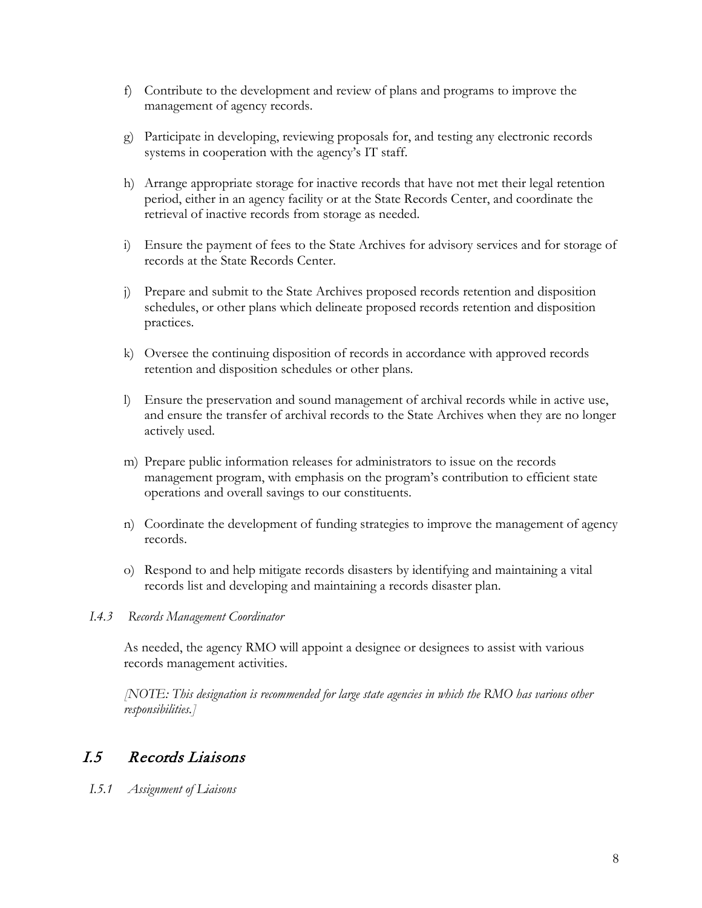f) Contribute to the development and review of plans and programs to improve the management of agency records.

g) Participate in developing, reviewing proposals for, and testing any electronic records systems in cooperation with the agency's IT staff.

h) Arrange appropriate storage for inactive records that have not met their legal retention period, either in an agency facility or at the State Records Center, and coordinate the retrieval of inactive records from storage as needed.

i) Ensure the payment of fees to the State Archives for advisory services and for storage of records at the State Records Center.

j) Prepare and submit to the State Archives proposed records retention and disposition schedules, or other plans which delineate proposed records retention and disposition practices.

k) Oversee the continuing disposition of records in accordance with approved records retention and disposition schedules or other plans.

l) Ensure the preservation and sound management of archival records while in active use, and ensure the transfer of archival records to the State Archives when they are no longer actively used.

m) Prepare public information releases for administrators to issue on the records management program, with emphasis on the program's contribution to efficient state operations and overall savings to our constituents.

n) Coordinate the development of funding strategies to improve the management of agency records.

o) Respond to and help mitigate records disasters by identifying and maintaining a vital records list and developing and maintaining a records disaster plan.

### *I.4.3 Records Management Coordinator*

As needed, the agency RMO will appoint a designee or designees to assist with various records management activities.

*[NOTE: This designation is recommended for large state agencies in which the RMO has various other responsibilities.]*

## I.5 Records Liaisons

### *I.5.1 Assignment of Liaisons*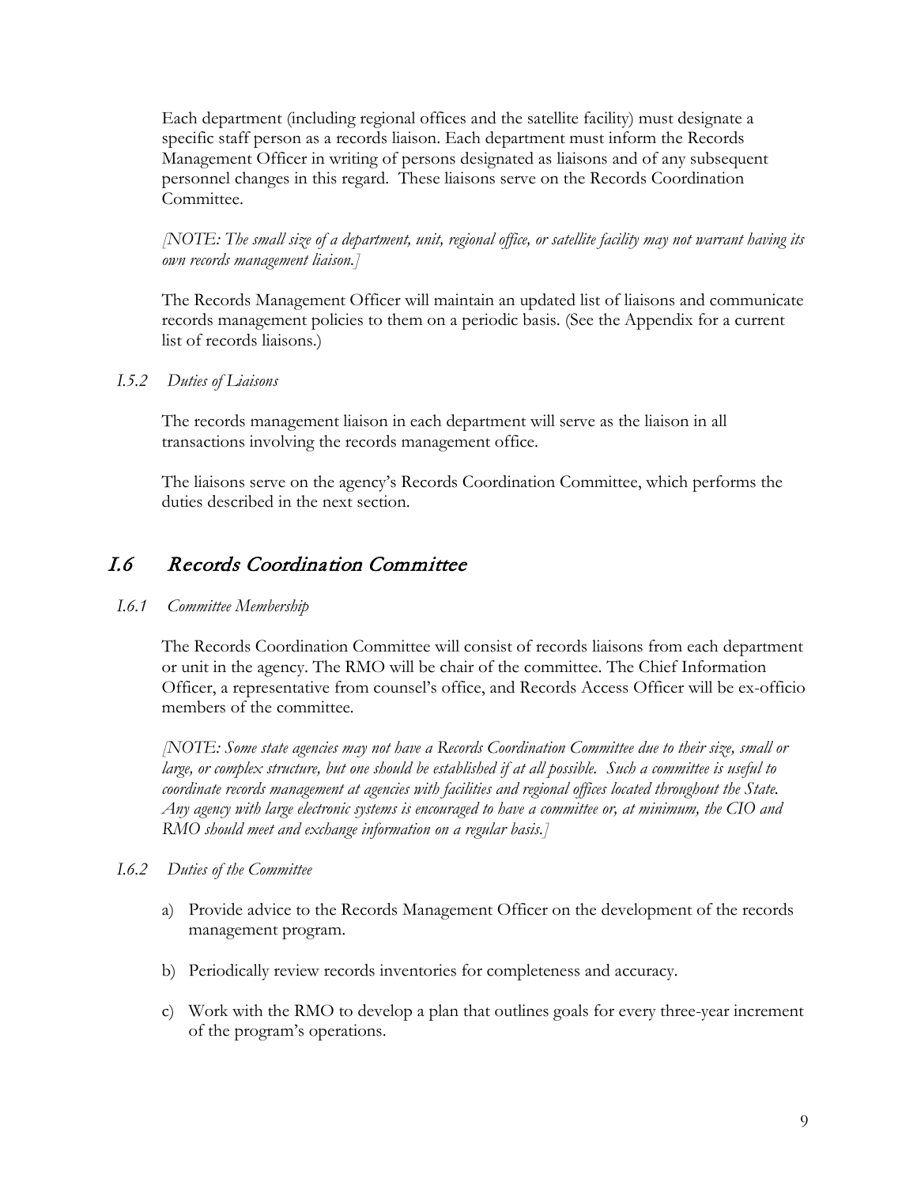Each department (including regional offices and the satellite facility) must designate a specific staff person as a records liaison. Each department must inform the Records Management Officer in writing of persons designated as liaisons and of any subsequent personnel changes in this regard. These liaisons serve on the Records Coordination Committee.

*[NOTE: The small size of a department, unit, regional office, or satellite facility may not warrant having its own records management liaison.]*

The Records Management Officer will maintain an updated list of liaisons and communicate records management policies to them on a periodic basis. (See the Appendix for a current list of records liaisons.)

#### *I.5.2 Duties of Liaisons*

The records management liaison in each department will serve as the liaison in all transactions involving the records management office.

The liaisons serve on the agency's Records Coordination Committee, which performs the duties described in the next section.

## *I.6 Records Coordination Committee*

#### *I.6.1 Committee Membership*

The Records Coordination Committee will consist of records liaisons from each department or unit in the agency. The RMO will be chair of the committee. The Chief Information Officer, a representative from counsel's office, and Records Access Officer will be ex-officio members of the committee.

*[NOTE: Some state agencies may not have a Records Coordination Committee due to their size, small or large, or complex structure, but one should be established if at all possible. Such a committee is useful to coordinate records management at agencies with facilities and regional offices located throughout the State. Any agency with large electronic systems is encouraged to have a committee or, at minimum, the CIO and RMO should meet and exchange information on a regular basis.]*

#### *I.6.2 Duties of the Committee*

a) Provide advice to the Records Management Officer on the development of the records management program.

b) Periodically review records inventories for completeness and accuracy.

c) Work with the RMO to develop a plan that outlines goals for every three-year increment of the program's operations.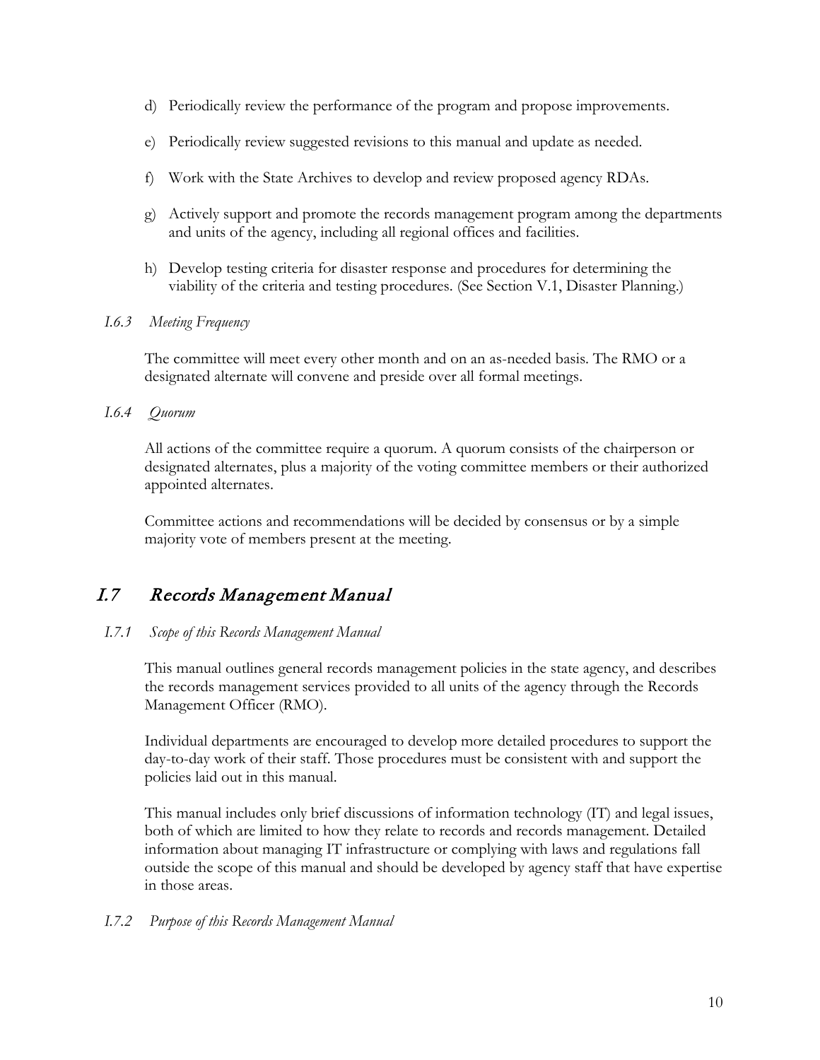d) Periodically review the performance of the program and propose improvements.

e) Periodically review suggested revisions to this manual and update as needed.

f) Work with the State Archives to develop and review proposed agency RDAs.

g) Actively support and promote the records management program among the departments and units of the agency, including all regional offices and facilities.

h) Develop testing criteria for disaster response and procedures for determining the viability of the criteria and testing procedures. (See Section V.1, Disaster Planning.)

### *I.6.3 Meeting Frequency*

The committee will meet every other month and on an as-needed basis. The RMO or a designated alternate will convene and preside over all formal meetings.

### *I.6.4 Quorum*

All actions of the committee require a quorum. A quorum consists of the chairperson or designated alternates, plus a majority of the voting committee members or their authorized appointed alternates.

Committee actions and recommendations will be decided by consensus or by a simple majority vote of members present at the meeting.

## *I.7 Records Management Manual*

### *I.7.1 Scope of this Records Management Manual*

This manual outlines general records management policies in the state agency, and describes the records management services provided to all units of the agency through the Records Management Officer (RMO).

Individual departments are encouraged to develop more detailed procedures to support the day-to-day work of their staff. Those procedures must be consistent with and support the policies laid out in this manual.

This manual includes only brief discussions of information technology (IT) and legal issues, both of which are limited to how they relate to records and records management. Detailed information about managing IT infrastructure or complying with laws and regulations fall outside the scope of this manual and should be developed by agency staff that have expertise in those areas.

### *I.7.2 Purpose of this Records Management Manual*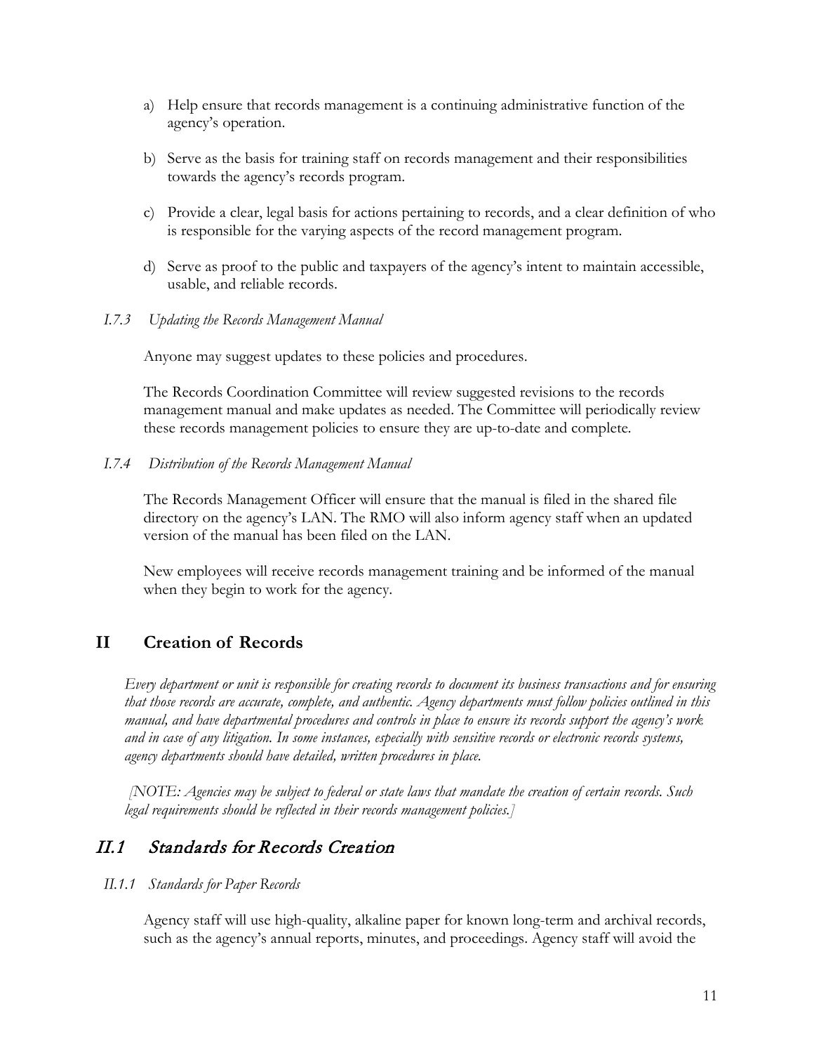a) Help ensure that records management is a continuing administrative function of the agency's operation.

b) Serve as the basis for training staff on records management and their responsibilities towards the agency's records program.

c) Provide a clear, legal basis for actions pertaining to records, and a clear definition of who is responsible for the varying aspects of the record management program.

d) Serve as proof to the public and taxpayers of the agency's intent to maintain accessible, usable, and reliable records.

#### *I.7.3 Updating the Records Management Manual*

Anyone may suggest updates to these policies and procedures.

The Records Coordination Committee will review suggested revisions to the records management manual and make updates as needed. The Committee will periodically review these records management policies to ensure they are up-to-date and complete.

#### *I.7.4 Distribution of the Records Management Manual*

The Records Management Officer will ensure that the manual is filed in the shared file directory on the agency's LAN. The RMO will also inform agency staff when an updated version of the manual has been filed on the LAN.

New employees will receive records management training and be informed of the manual when they begin to work for the agency.

# II Creation of Records

*Every department or unit is responsible for creating records to document its business transactions and for ensuring that those records are accurate, complete, and authentic. Agency departments must follow policies outlined in this manual, and have departmental procedures and controls in place to ensure its records support the agency's work and in case of any litigation. In some instances, especially with sensitive records or electronic records systems, agency departments should have detailed, written procedures in place.*

*[NOTE: Agencies may be subject to federal or state laws that mandate the creation of certain records. Such legal requirements should be reflected in their records management policies.]*

## *II.1 Standards for Records Creation*

#### *II.1.1 Standards for Paper Records*

Agency staff will use high-quality, alkaline paper for known long-term and archival records, such as the agency's annual reports, minutes, and proceedings. Agency staff will avoid the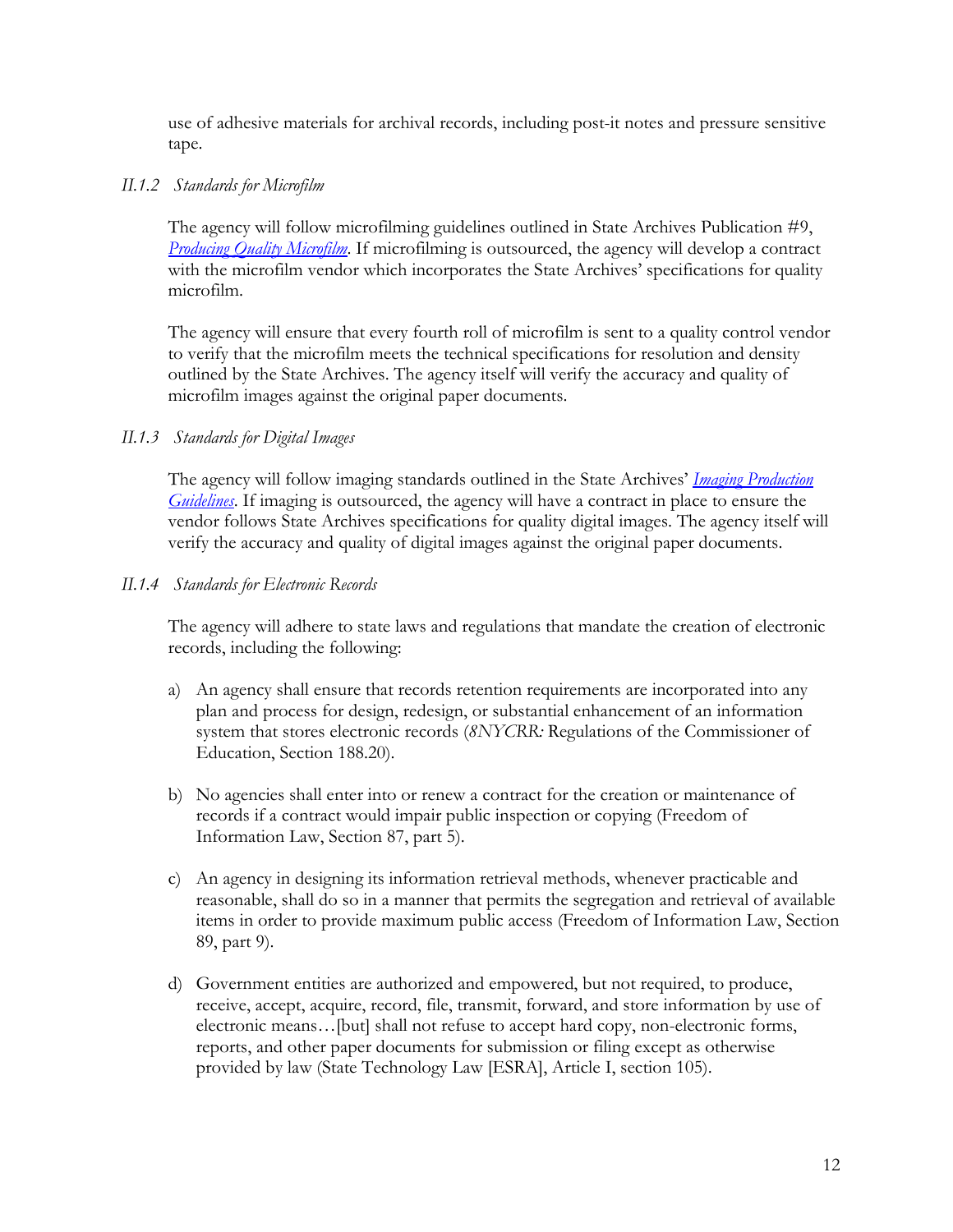use of adhesive materials for archival records, including post-it notes and pressure sensitive tape.

### *II.1.2 Standards for Microfilm*

The agency will follow microfilming guidelines outlined in State Archives Publication #9, *Producing Quality Microfilm*. If microfilming is outsourced, the agency will develop a contract with the microfilm vendor which incorporates the State Archives' specifications for quality microfilm.

The agency will ensure that every fourth roll of microfilm is sent to a quality control vendor to verify that the microfilm meets the technical specifications for resolution and density outlined by the State Archives. The agency itself will verify the accuracy and quality of microfilm images against the original paper documents.

### *II.1.3 Standards for Digital Images*

The agency will follow imaging standards outlined in the State Archives' *Imaging Production Guidelines*. If imaging is outsourced, the agency will have a contract in place to ensure the vendor follows State Archives specifications for quality digital images. The agency itself will verify the accuracy and quality of digital images against the original paper documents.

### *II.1.4 Standards for Electronic Records*

The agency will adhere to state laws and regulations that mandate the creation of electronic records, including the following:

a) An agency shall ensure that records retention requirements are incorporated into any plan and process for design, redesign, or substantial enhancement of an information system that stores electronic records (*8NYCRR:* Regulations of the Commissioner of Education, Section 188.20).

b) No agencies shall enter into or renew a contract for the creation or maintenance of records if a contract would impair public inspection or copying (Freedom of Information Law, Section 87, part 5).

c) An agency in designing its information retrieval methods, whenever practicable and reasonable, shall do so in a manner that permits the segregation and retrieval of available items in order to provide maximum public access (Freedom of Information Law, Section 89, part 9).

d) Government entities are authorized and empowered, but not required, to produce, receive, accept, acquire, record, file, transmit, forward, and store information by use of electronic means…[but] shall not refuse to accept hard copy, non-electronic forms, reports, and other paper documents for submission or filing except as otherwise provided by law (State Technology Law [ESRA], Article I, section 105).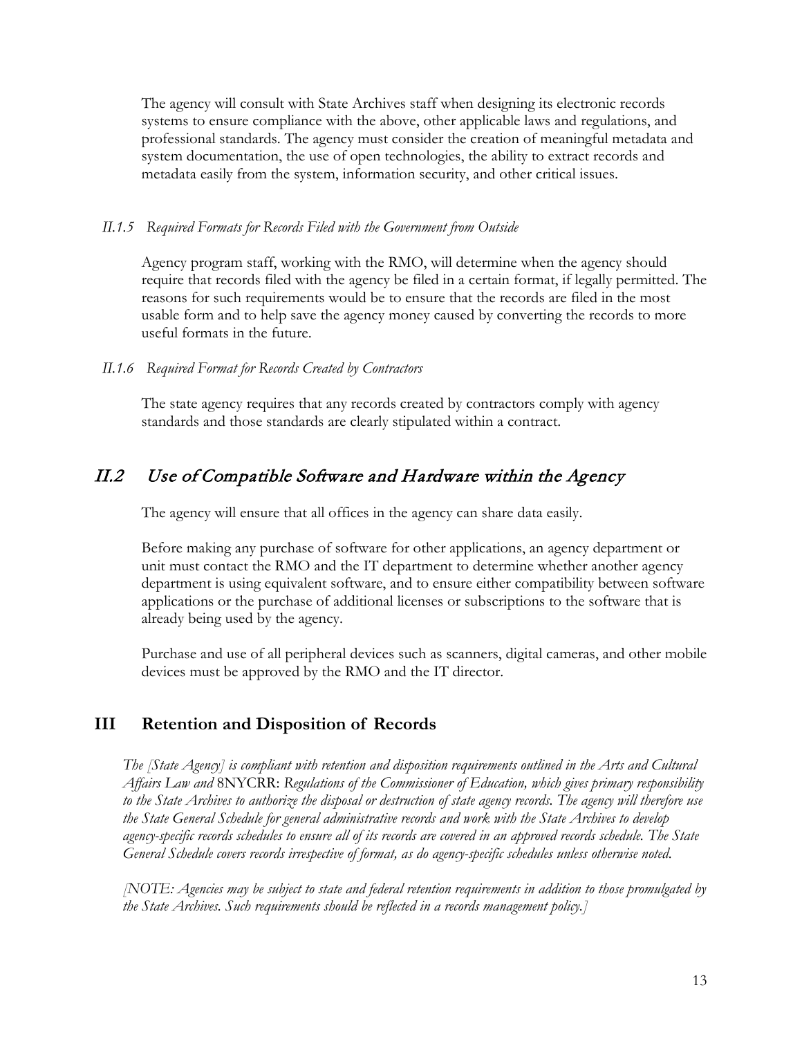The agency will consult with State Archives staff when designing its electronic records systems to ensure compliance with the above, other applicable laws and regulations, and professional standards. The agency must consider the creation of meaningful metadata and system documentation, the use of open technologies, the ability to extract records and metadata easily from the system, information security, and other critical issues.

#### *II.1.5 Required Formats for Records Filed with the Government from Outside*

Agency program staff, working with the RMO, will determine when the agency should require that records filed with the agency be filed in a certain format, if legally permitted. The reasons for such requirements would be to ensure that the records are filed in the most usable form and to help save the agency money caused by converting the records to more useful formats in the future.

#### *II.1.6 Required Format for Records Created by Contractors*

The state agency requires that any records created by contractors comply with agency standards and those standards are clearly stipulated within a contract.

## *II.2 Use of Compatible Software and Hardware within the Agency*

The agency will ensure that all offices in the agency can share data easily.

Before making any purchase of software for other applications, an agency department or unit must contact the RMO and the IT department to determine whether another agency department is using equivalent software, and to ensure either compatibility between software applications or the purchase of additional licenses or subscriptions to the software that is already being used by the agency.

Purchase and use of all peripheral devices such as scanners, digital cameras, and other mobile devices must be approved by the RMO and the IT director.

# III Retention and Disposition of Records

*The [State Agency] is compliant with retention and disposition requirements outlined in the Arts and Cultural Affairs Law and* 8NYCRR: *Regulations of the Commissioner of Education, which gives primary responsibility to the State Archives to authorize the disposal or destruction of state agency records. The agency will therefore use the State General Schedule for general administrative records and work with the State Archives to develop agency-specific records schedules to ensure all of its records are covered in an approved records schedule. The State General Schedule covers records irrespective of format, as do agency-specific schedules unless otherwise noted.*

*[NOTE: Agencies may be subject to state and federal retention requirements in addition to those promulgated by the State Archives. Such requirements should be reflected in a records management policy.]*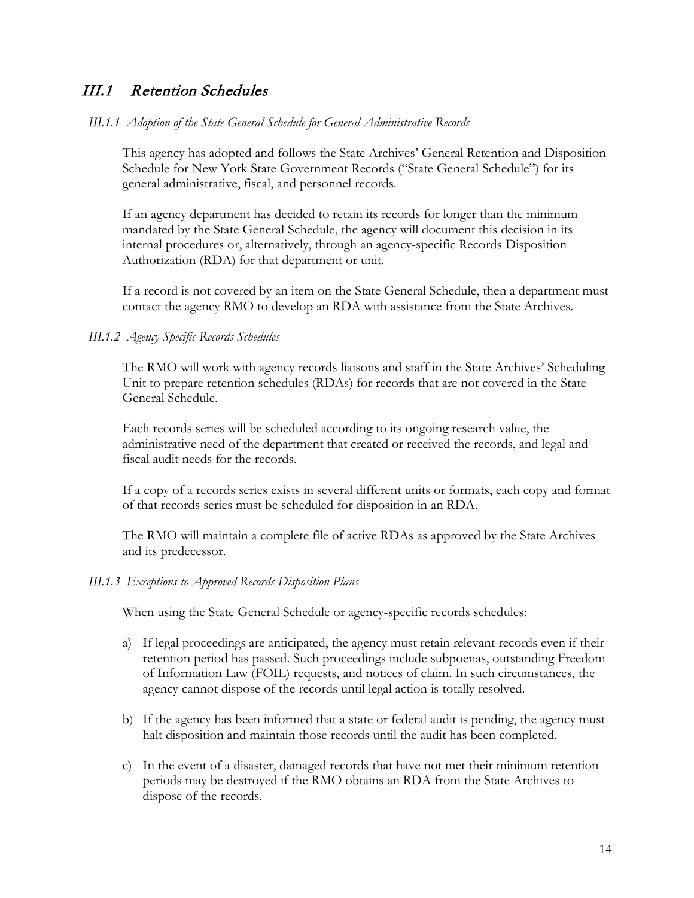## *III.1 Retention Schedules*

### *III.1.1 Adoption of the State General Schedule for General Administrative Records*

This agency has adopted and follows the State Archives' General Retention and Disposition Schedule for New York State Government Records ("State General Schedule") for its general administrative, fiscal, and personnel records.

If an agency department has decided to retain its records for longer than the minimum mandated by the State General Schedule, the agency will document this decision in its internal procedures or, alternatively, through an agency-specific Records Disposition Authorization (RDA) for that department or unit.

If a record is not covered by an item on the State General Schedule, then a department must contact the agency RMO to develop an RDA with assistance from the State Archives.

### *III.1.2 Agency-Specific Records Schedules*

The RMO will work with agency records liaisons and staff in the State Archives' Scheduling Unit to prepare retention schedules (RDAs) for records that are not covered in the State General Schedule.

Each records series will be scheduled according to its ongoing research value, the administrative need of the department that created or received the records, and legal and fiscal audit needs for the records.

If a copy of a records series exists in several different units or formats, each copy and format of that records series must be scheduled for disposition in an RDA.

The RMO will maintain a complete file of active RDAs as approved by the State Archives and its predecessor.

### *III.1.3 Exceptions to Approved Records Disposition Plans*

When using the State General Schedule or agency-specific records schedules:

a) If legal proceedings are anticipated, the agency must retain relevant records even if their retention period has passed. Such proceedings include subpoenas, outstanding Freedom of Information Law (FOIL) requests, and notices of claim. In such circumstances, the agency cannot dispose of the records until legal action is totally resolved.

b) If the agency has been informed that a state or federal audit is pending, the agency must halt disposition and maintain those records until the audit has been completed.

c) In the event of a disaster, damaged records that have not met their minimum retention periods may be destroyed if the RMO obtains an RDA from the State Archives to dispose of the records.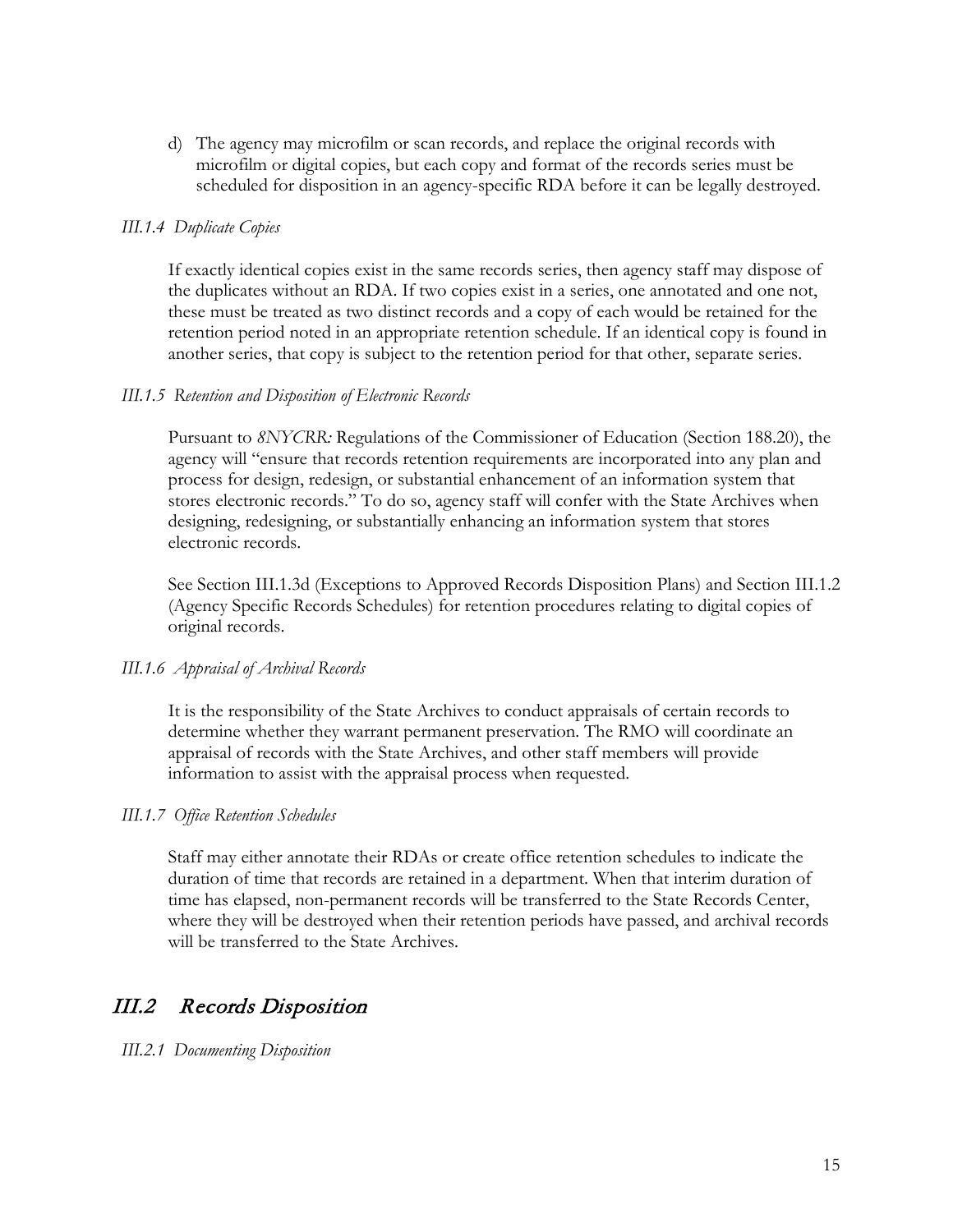d) The agency may microfilm or scan records, and replace the original records with microfilm or digital copies, but each copy and format of the records series must be scheduled for disposition in an agency-specific RDA before it can be legally destroyed.

### *III.1.4 Duplicate Copies*

If exactly identical copies exist in the same records series, then agency staff may dispose of the duplicates without an RDA. If two copies exist in a series, one annotated and one not, these must be treated as two distinct records and a copy of each would be retained for the retention period noted in an appropriate retention schedule. If an identical copy is found in another series, that copy is subject to the retention period for that other, separate series.

### *III.1.5 Retention and Disposition of Electronic Records*

Pursuant to *8NYCRR:* Regulations of the Commissioner of Education (Section 188.20), the agency will "ensure that records retention requirements are incorporated into any plan and process for design, redesign, or substantial enhancement of an information system that stores electronic records." To do so, agency staff will confer with the State Archives when designing, redesigning, or substantially enhancing an information system that stores electronic records.

See Section III.1.3d (Exceptions to Approved Records Disposition Plans) and Section III.1.2 (Agency Specific Records Schedules) for retention procedures relating to digital copies of original records.

### *III.1.6 Appraisal of Archival Records*

It is the responsibility of the State Archives to conduct appraisals of certain records to determine whether they warrant permanent preservation. The RMO will coordinate an appraisal of records with the State Archives, and other staff members will provide information to assist with the appraisal process when requested.

### *III.1.7 Office Retention Schedules*

Staff may either annotate their RDAs or create office retention schedules to indicate the duration of time that records are retained in a department. When that interim duration of time has elapsed, non-permanent records will be transferred to the State Records Center, where they will be destroyed when their retention periods have passed, and archival records will be transferred to the State Archives.

## *III.2 Records Disposition*

### *III.2.1 Documenting Disposition*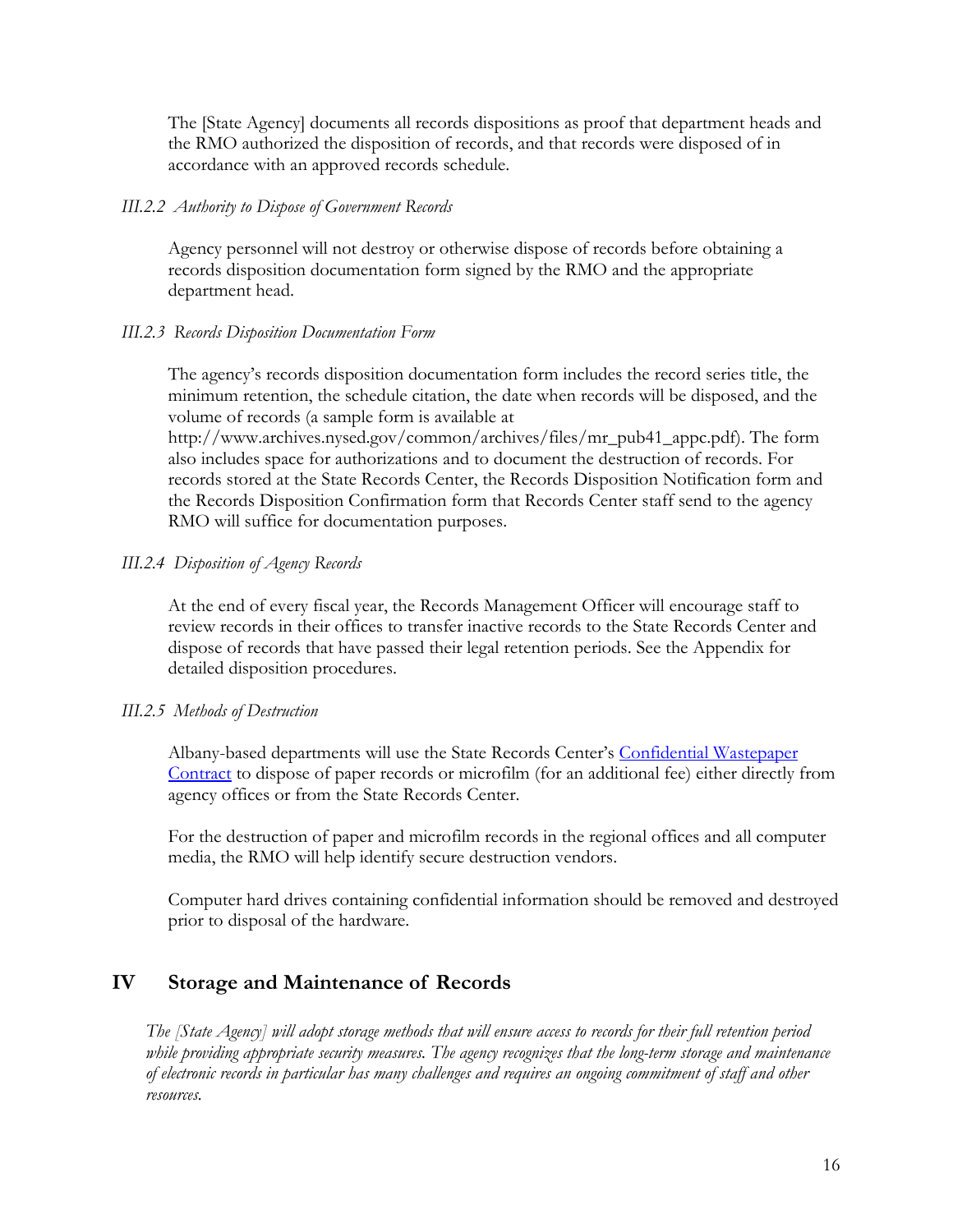The [State Agency] documents all records dispositions as proof that department heads and the RMO authorized the disposition of records, and that records were disposed of in accordance with an approved records schedule.

### *III.2.2 Authority to Dispose of Government Records*

Agency personnel will not destroy or otherwise dispose of records before obtaining a records disposition documentation form signed by the RMO and the appropriate department head.

### *III.2.3 Records Disposition Documentation Form*

The agency's records disposition documentation form includes the record series title, the minimum retention, the schedule citation, the date when records will be disposed, and the volume of records (a sample form is available at http://www.archives.nysed.gov/common/archives/files/mr_pub41_appc.pdf). The form also includes space for authorizations and to document the destruction of records. For records stored at the State Records Center, the Records Disposition Notification form and the Records Disposition Confirmation form that Records Center staff send to the agency RMO will suffice for documentation purposes.

### *III.2.4 Disposition of Agency Records*

At the end of every fiscal year, the Records Management Officer will encourage staff to review records in their offices to transfer inactive records to the State Records Center and dispose of records that have passed their legal retention periods. See the Appendix for detailed disposition procedures.

### *III.2.5 Methods of Destruction*

Albany-based departments will use the State Records Center's Confidential Wastepaper Contract to dispose of paper records or microfilm (for an additional fee) either directly from agency offices or from the State Records Center.

For the destruction of paper and microfilm records in the regional offices and all computer media, the RMO will help identify secure destruction vendors.

Computer hard drives containing confidential information should be removed and destroyed prior to disposal of the hardware.

## IV Storage and Maintenance of Records

*The [State Agency] will adopt storage methods that will ensure access to records for their full retention period while providing appropriate security measures. The agency recognizes that the long-term storage and maintenance of electronic records in particular has many challenges and requires an ongoing commitment of staff and other resources.*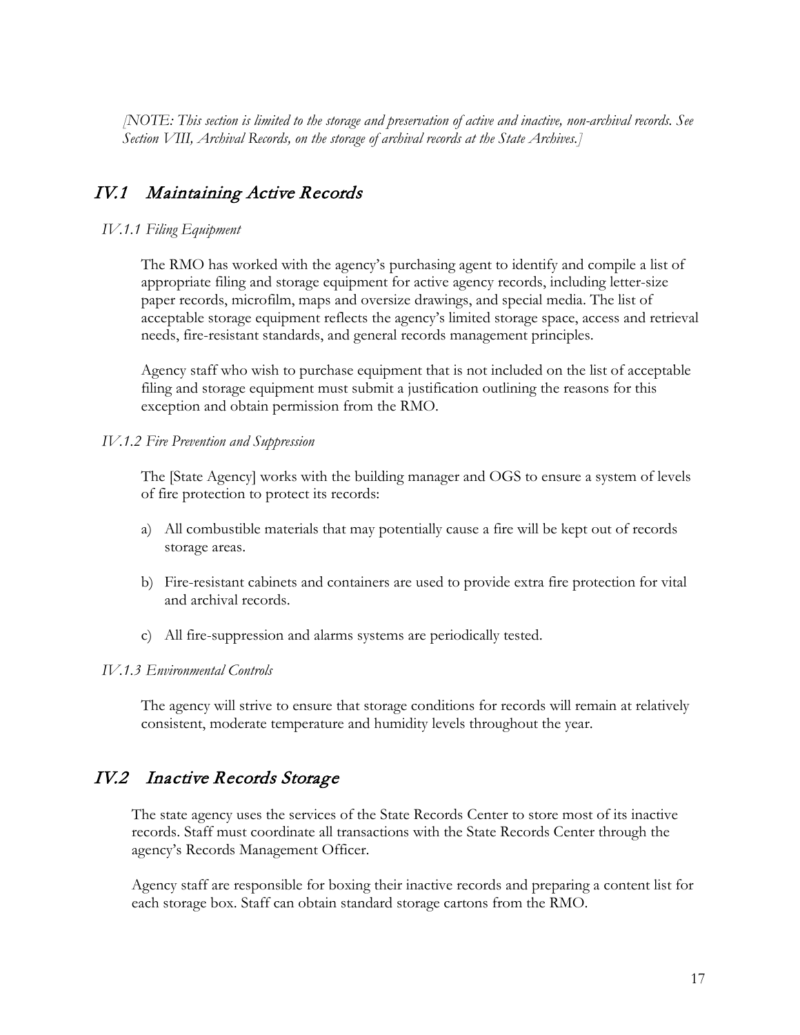*[NOTE: This section is limited to the storage and preservation of active and inactive, non-archival records. See Section VIII, Archival Records, on the storage of archival records at the State Archives.]*

## IV.1 Maintaining Active Records

### *IV.1.1 Filing Equipment*

The RMO has worked with the agency's purchasing agent to identify and compile a list of appropriate filing and storage equipment for active agency records, including letter-size paper records, microfilm, maps and oversize drawings, and special media. The list of acceptable storage equipment reflects the agency's limited storage space, access and retrieval needs, fire-resistant standards, and general records management principles.

Agency staff who wish to purchase equipment that is not included on the list of acceptable filing and storage equipment must submit a justification outlining the reasons for this exception and obtain permission from the RMO.

### *IV.1.2 Fire Prevention and Suppression*

The [State Agency] works with the building manager and OGS to ensure a system of levels of fire protection to protect its records:

a) All combustible materials that may potentially cause a fire will be kept out of records storage areas.

b) Fire-resistant cabinets and containers are used to provide extra fire protection for vital and archival records.

c) All fire-suppression and alarms systems are periodically tested.

### *IV.1.3 Environmental Controls*

The agency will strive to ensure that storage conditions for records will remain at relatively consistent, moderate temperature and humidity levels throughout the year.

## IV.2 Inactive Records Storage

The state agency uses the services of the State Records Center to store most of its inactive records. Staff must coordinate all transactions with the State Records Center through the agency's Records Management Officer.

Agency staff are responsible for boxing their inactive records and preparing a content list for each storage box. Staff can obtain standard storage cartons from the RMO.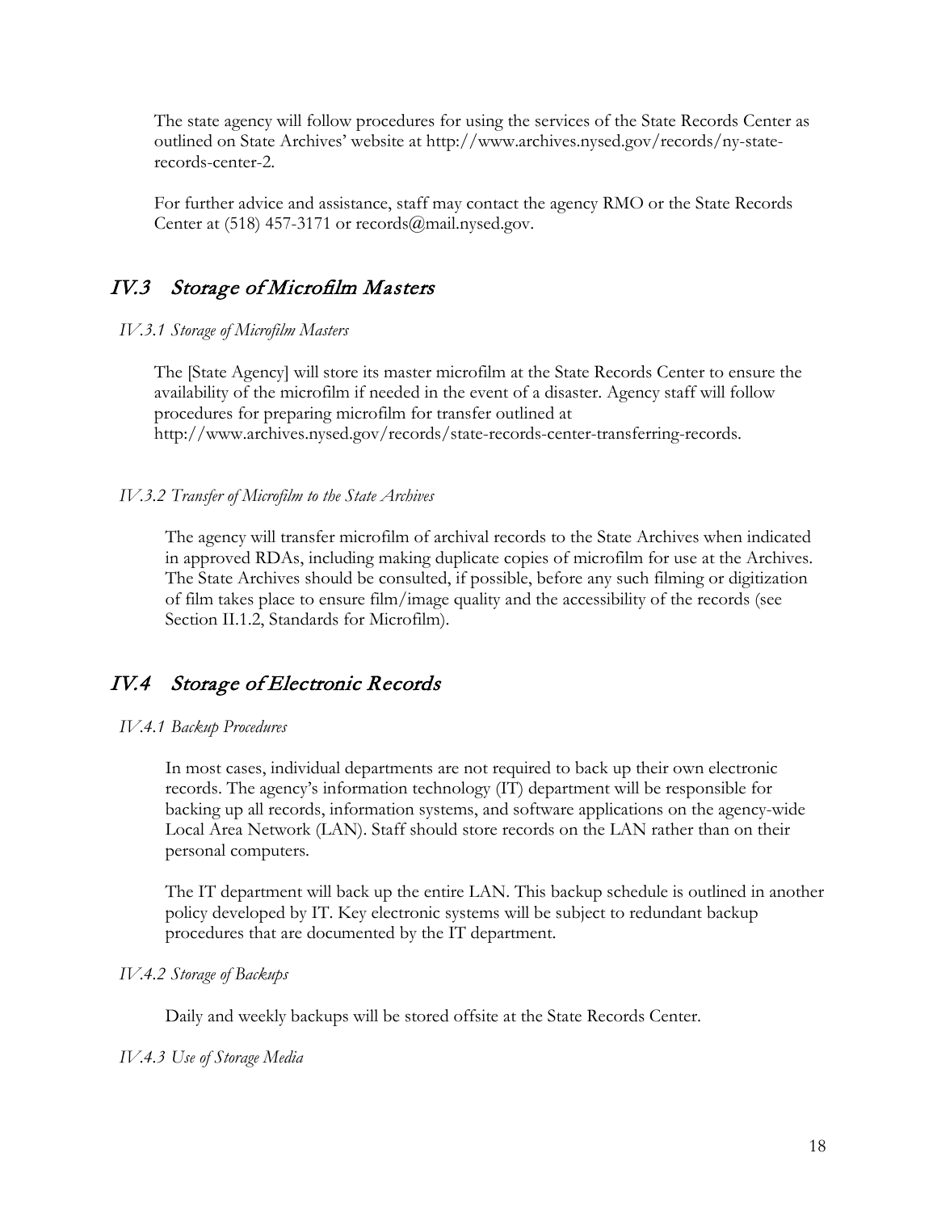The state agency will follow procedures for using the services of the State Records Center as outlined on State Archives' website at http://www.archives.nysed.gov/records/ny-state-records-center-2.

For further advice and assistance, staff may contact the agency RMO or the State Records Center at (518) 457-3171 or records@mail.nysed.gov.

## IV.3 Storage of Microfilm Masters

### *IV.3.1 Storage of Microfilm Masters*

The [State Agency] will store its master microfilm at the State Records Center to ensure the availability of the microfilm if needed in the event of a disaster. Agency staff will follow procedures for preparing microfilm for transfer outlined at http://www.archives.nysed.gov/records/state-records-center-transferring-records.

### *IV.3.2 Transfer of Microfilm to the State Archives*

The agency will transfer microfilm of archival records to the State Archives when indicated in approved RDAs, including making duplicate copies of microfilm for use at the Archives. The State Archives should be consulted, if possible, before any such filming or digitization of film takes place to ensure film/image quality and the accessibility of the records (see Section II.1.2, Standards for Microfilm).

## IV.4 Storage of Electronic Records

### *IV.4.1 Backup Procedures*

In most cases, individual departments are not required to back up their own electronic records. The agency's information technology (IT) department will be responsible for backing up all records, information systems, and software applications on the agency-wide Local Area Network (LAN). Staff should store records on the LAN rather than on their personal computers.

The IT department will back up the entire LAN. This backup schedule is outlined in another policy developed by IT. Key electronic systems will be subject to redundant backup procedures that are documented by the IT department.

### *IV.4.2 Storage of Backups*

Daily and weekly backups will be stored offsite at the State Records Center.

### *IV.4.3 Use of Storage Media*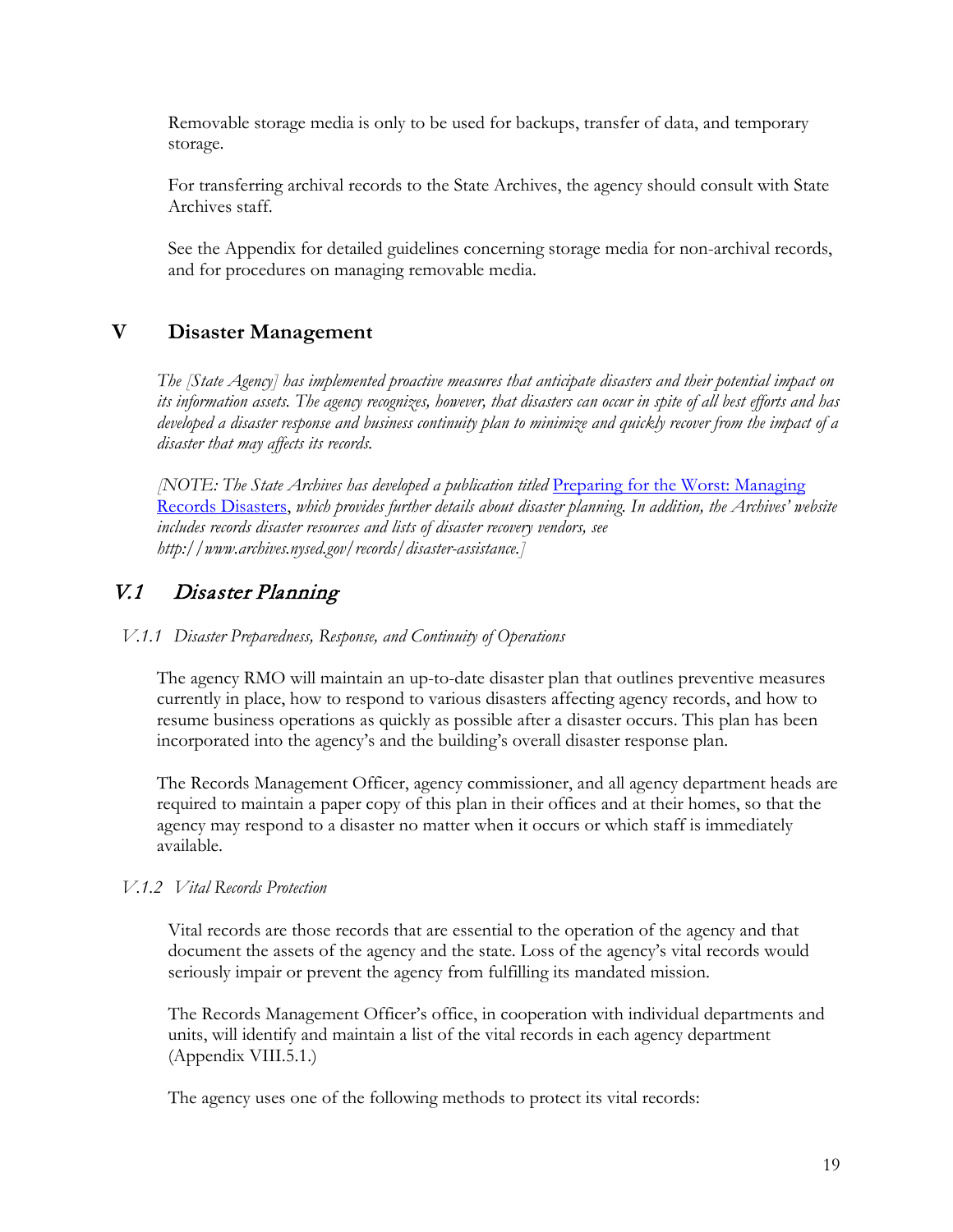Removable storage media is only to be used for backups, transfer of data, and temporary storage.

For transferring archival records to the State Archives, the agency should consult with State Archives staff.

See the Appendix for detailed guidelines concerning storage media for non-archival records, and for procedures on managing removable media.

# V Disaster Management

*The [State Agency] has implemented proactive measures that anticipate disasters and their potential impact on its information assets. The agency recognizes, however, that disasters can occur in spite of all best efforts and has developed a disaster response and business continuity plan to minimize and quickly recover from the impact of a disaster that may affects its records.*

*[NOTE: The State Archives has developed a publication titled* [Preparing for the Worst: Managing Records Disasters](#)*, which provides further details about disaster planning. In addition, the Archives' website includes records disaster resources and lists of disaster recovery vendors, see http://www.archives.nysed.gov/records/disaster-assistance.]*

## *V.1 Disaster Planning*

### *V.1.1 Disaster Preparedness, Response, and Continuity of Operations*

The agency RMO will maintain an up-to-date disaster plan that outlines preventive measures currently in place, how to respond to various disasters affecting agency records, and how to resume business operations as quickly as possible after a disaster occurs. This plan has been incorporated into the agency's and the building's overall disaster response plan.

The Records Management Officer, agency commissioner, and all agency department heads are required to maintain a paper copy of this plan in their offices and at their homes, so that the agency may respond to a disaster no matter when it occurs or which staff is immediately available.

### *V.1.2 Vital Records Protection*

Vital records are those records that are essential to the operation of the agency and that document the assets of the agency and the state. Loss of the agency's vital records would seriously impair or prevent the agency from fulfilling its mandated mission.

The Records Management Officer's office, in cooperation with individual departments and units, will identify and maintain a list of the vital records in each agency department (Appendix VIII.5.1.)

The agency uses one of the following methods to protect its vital records: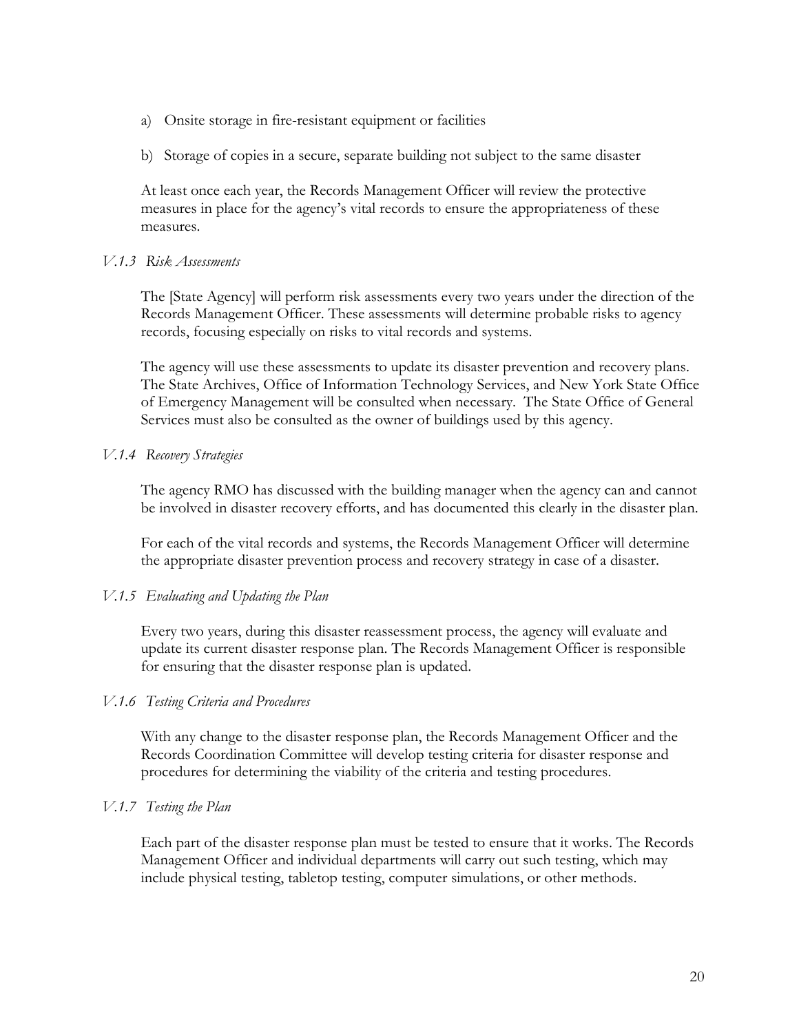a) Onsite storage in fire-resistant equipment or facilities

b) Storage of copies in a secure, separate building not subject to the same disaster

At least once each year, the Records Management Officer will review the protective measures in place for the agency's vital records to ensure the appropriateness of these measures.

#### *V.1.3 Risk Assessments*

The [State Agency] will perform risk assessments every two years under the direction of the Records Management Officer. These assessments will determine probable risks to agency records, focusing especially on risks to vital records and systems.

The agency will use these assessments to update its disaster prevention and recovery plans. The State Archives, Office of Information Technology Services, and New York State Office of Emergency Management will be consulted when necessary. The State Office of General Services must also be consulted as the owner of buildings used by this agency.

#### *V.1.4 Recovery Strategies*

The agency RMO has discussed with the building manager when the agency can and cannot be involved in disaster recovery efforts, and has documented this clearly in the disaster plan.

For each of the vital records and systems, the Records Management Officer will determine the appropriate disaster prevention process and recovery strategy in case of a disaster.

#### *V.1.5 Evaluating and Updating the Plan*

Every two years, during this disaster reassessment process, the agency will evaluate and update its current disaster response plan. The Records Management Officer is responsible for ensuring that the disaster response plan is updated.

#### *V.1.6 Testing Criteria and Procedures*

With any change to the disaster response plan, the Records Management Officer and the Records Coordination Committee will develop testing criteria for disaster response and procedures for determining the viability of the criteria and testing procedures.

#### *V.1.7 Testing the Plan*

Each part of the disaster response plan must be tested to ensure that it works. The Records Management Officer and individual departments will carry out such testing, which may include physical testing, tabletop testing, computer simulations, or other methods.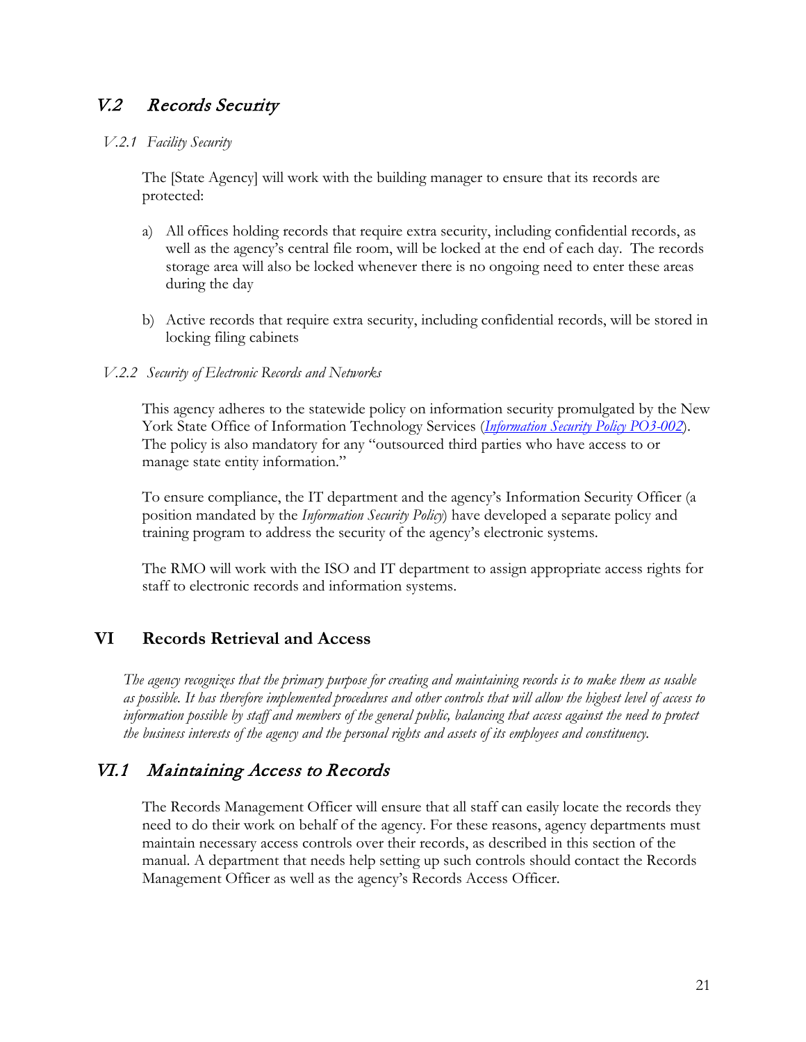## *V.2 Records Security*

### *V.2.1 Facility Security*

The [State Agency] will work with the building manager to ensure that its records are protected:

a) All offices holding records that require extra security, including confidential records, as well as the agency's central file room, will be locked at the end of each day. The records storage area will also be locked whenever there is no ongoing need to enter these areas during the day

b) Active records that require extra security, including confidential records, will be stored in locking filing cabinets

### *V.2.2 Security of Electronic Records and Networks*

This agency adheres to the statewide policy on information security promulgated by the New York State Office of Information Technology Services (*Information Security Policy PO3-002*). The policy is also mandatory for any "outsourced third parties who have access to or manage state entity information."

To ensure compliance, the IT department and the agency's Information Security Officer (a position mandated by the *Information Security Policy*) have developed a separate policy and training program to address the security of the agency's electronic systems.

The RMO will work with the ISO and IT department to assign appropriate access rights for staff to electronic records and information systems.

# VI Records Retrieval and Access

*The agency recognizes that the primary purpose for creating and maintaining records is to make them as usable as possible. It has therefore implemented procedures and other controls that will allow the highest level of access to information possible by staff and members of the general public, balancing that access against the need to protect the business interests of the agency and the personal rights and assets of its employees and constituency.*

## *VI.1 Maintaining Access to Records*

The Records Management Officer will ensure that all staff can easily locate the records they need to do their work on behalf of the agency. For these reasons, agency departments must maintain necessary access controls over their records, as described in this section of the manual. A department that needs help setting up such controls should contact the Records Management Officer as well as the agency's Records Access Officer.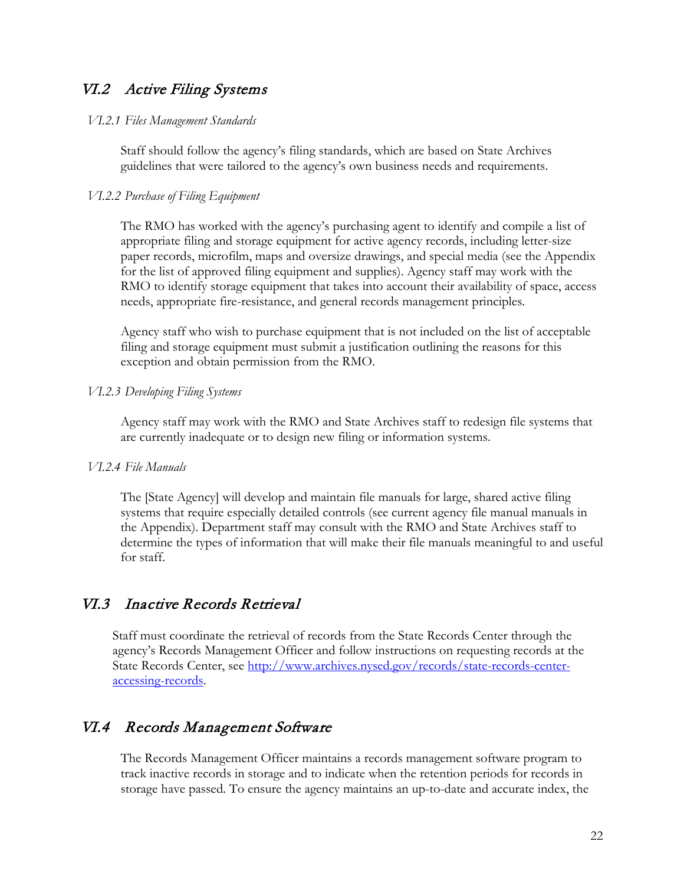## VI.2 Active Filing Systems

### *VI.2.1 Files Management Standards*

Staff should follow the agency's filing standards, which are based on State Archives guidelines that were tailored to the agency's own business needs and requirements.

### *VI.2.2 Purchase of Filing Equipment*

The RMO has worked with the agency's purchasing agent to identify and compile a list of appropriate filing and storage equipment for active agency records, including letter-size paper records, microfilm, maps and oversize drawings, and special media (see the Appendix for the list of approved filing equipment and supplies). Agency staff may work with the RMO to identify storage equipment that takes into account their availability of space, access needs, appropriate fire-resistance, and general records management principles.

Agency staff who wish to purchase equipment that is not included on the list of acceptable filing and storage equipment must submit a justification outlining the reasons for this exception and obtain permission from the RMO.

### *VI.2.3 Developing Filing Systems*

Agency staff may work with the RMO and State Archives staff to redesign file systems that are currently inadequate or to design new filing or information systems.

### *VI.2.4 File Manuals*

The [State Agency] will develop and maintain file manuals for large, shared active filing systems that require especially detailed controls (see current agency file manual manuals in the Appendix). Department staff may consult with the RMO and State Archives staff to determine the types of information that will make their file manuals meaningful to and useful for staff.

## VI.3 Inactive Records Retrieval

Staff must coordinate the retrieval of records from the State Records Center through the agency's Records Management Officer and follow instructions on requesting records at the State Records Center, see [http://www.archives.nysed.gov/records/state-records-center-accessing-records](http://www.archives.nysed.gov/records/state-records-center-accessing-records).

## VI.4 Records Management Software

The Records Management Officer maintains a records management software program to track inactive records in storage and to indicate when the retention periods for records in storage have passed. To ensure the agency maintains an up-to-date and accurate index, the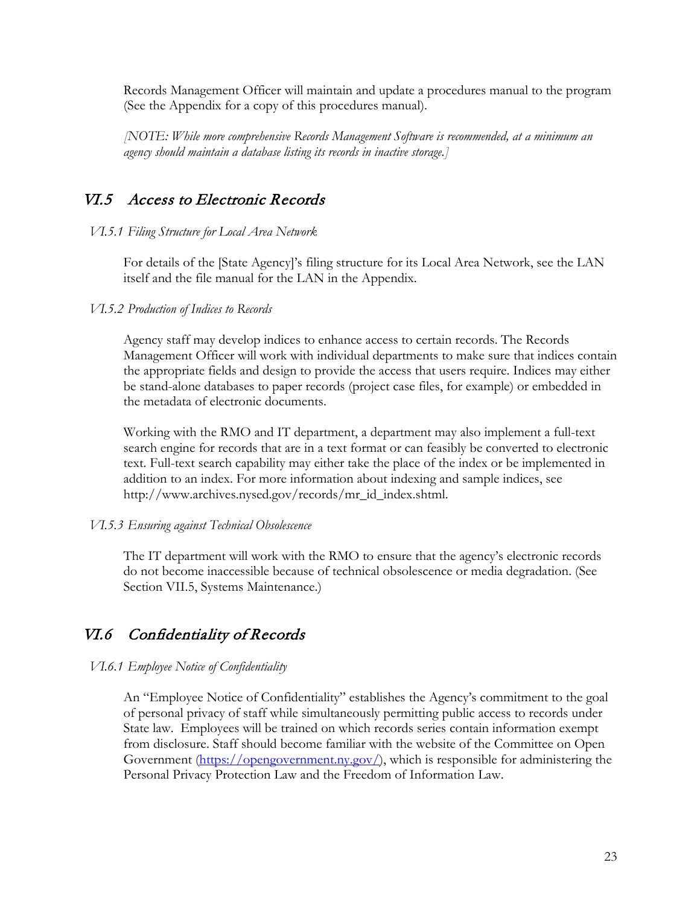Records Management Officer will maintain and update a procedures manual to the program (See the Appendix for a copy of this procedures manual).

*[NOTE: While more comprehensive Records Management Software is recommended, at a minimum an agency should maintain a database listing its records in inactive storage.]*

## *VI.5 Access to Electronic Records*

### *VI.5.1 Filing Structure for Local Area Network*

For details of the [State Agency]'s filing structure for its Local Area Network, see the LAN itself and the file manual for the LAN in the Appendix.

### *VI.5.2 Production of Indices to Records*

Agency staff may develop indices to enhance access to certain records. The Records Management Officer will work with individual departments to make sure that indices contain the appropriate fields and design to provide the access that users require. Indices may either be stand-alone databases to paper records (project case files, for example) or embedded in the metadata of electronic documents.

Working with the RMO and IT department, a department may also implement a full-text search engine for records that are in a text format or can feasibly be converted to electronic text. Full-text search capability may either take the place of the index or be implemented in addition to an index. For more information about indexing and sample indices, see http://www.archives.nysed.gov/records/mr_id_index.shtml.

### *VI.5.3 Ensuring against Technical Obsolescence*

The IT department will work with the RMO to ensure that the agency's electronic records do not become inaccessible because of technical obsolescence or media degradation. (See Section VII.5, Systems Maintenance.)

## *VI.6 Confidentiality of Records*

### *VI.6.1 Employee Notice of Confidentiality*

An "Employee Notice of Confidentiality" establishes the Agency's commitment to the goal of personal privacy of staff while simultaneously permitting public access to records under State law. Employees will be trained on which records series contain information exempt from disclosure. Staff should become familiar with the website of the Committee on Open Government (https://opengovernment.ny.gov/), which is responsible for administering the Personal Privacy Protection Law and the Freedom of Information Law.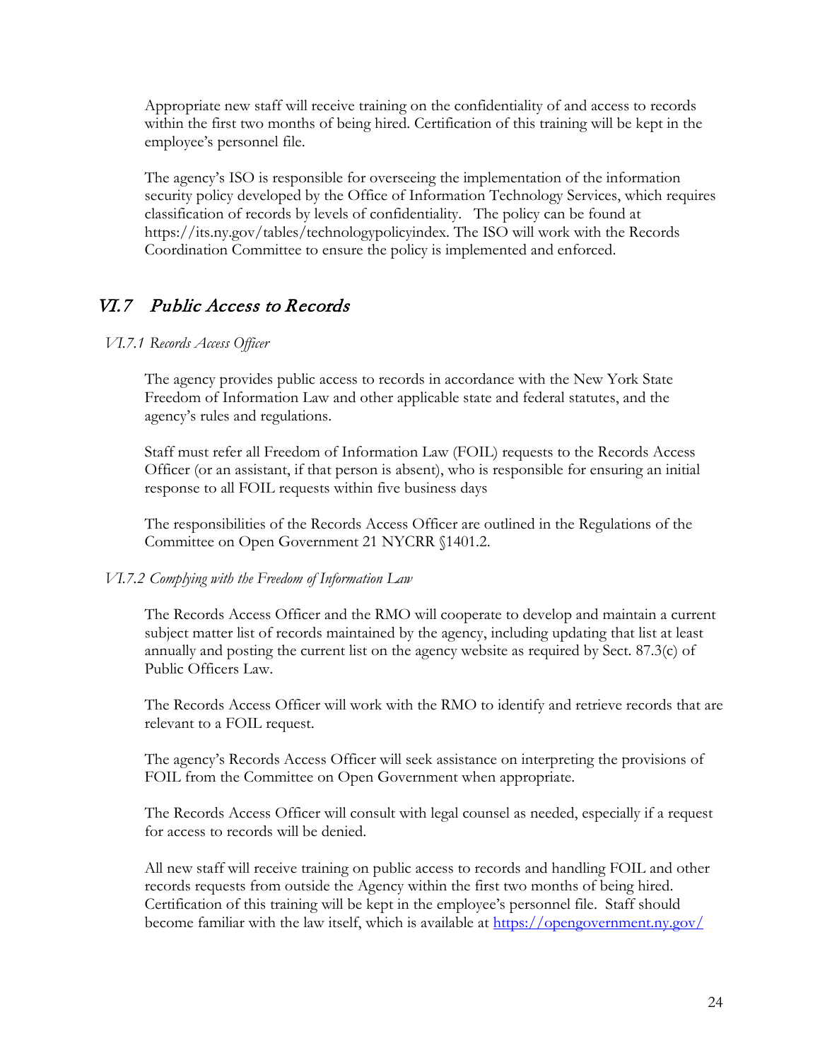Appropriate new staff will receive training on the confidentiality of and access to records within the first two months of being hired. Certification of this training will be kept in the employee's personnel file.

The agency's ISO is responsible for overseeing the implementation of the information security policy developed by the Office of Information Technology Services, which requires classification of records by levels of confidentiality. The policy can be found at https://its.ny.gov/tables/technologypolicyindex. The ISO will work with the Records Coordination Committee to ensure the policy is implemented and enforced.

## *VI.7 Public Access to Records*

### *VI.7.1 Records Access Officer*

The agency provides public access to records in accordance with the New York State Freedom of Information Law and other applicable state and federal statutes, and the agency's rules and regulations.

Staff must refer all Freedom of Information Law (FOIL) requests to the Records Access Officer (or an assistant, if that person is absent), who is responsible for ensuring an initial response to all FOIL requests within five business days

The responsibilities of the Records Access Officer are outlined in the Regulations of the Committee on Open Government 21 NYCRR §1401.2.

### *VI.7.2 Complying with the Freedom of Information Law*

The Records Access Officer and the RMO will cooperate to develop and maintain a current subject matter list of records maintained by the agency, including updating that list at least annually and posting the current list on the agency website as required by Sect. 87.3(c) of Public Officers Law.

The Records Access Officer will work with the RMO to identify and retrieve records that are relevant to a FOIL request.

The agency's Records Access Officer will seek assistance on interpreting the provisions of FOIL from the Committee on Open Government when appropriate.

The Records Access Officer will consult with legal counsel as needed, especially if a request for access to records will be denied.

All new staff will receive training on public access to records and handling FOIL and other records requests from outside the Agency within the first two months of being hired. Certification of this training will be kept in the employee's personnel file. Staff should become familiar with the law itself, which is available at https://opengovernment.ny.gov/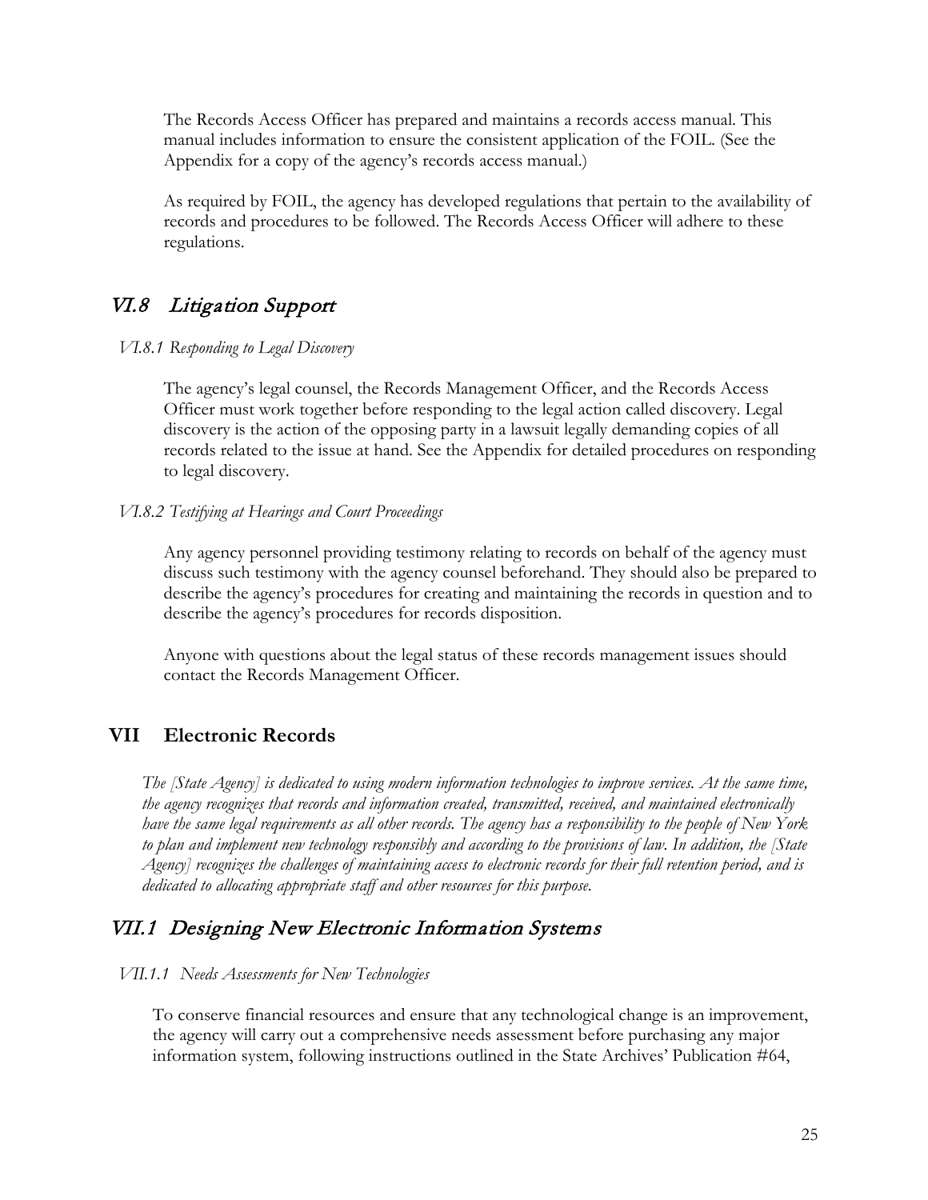The Records Access Officer has prepared and maintains a records access manual. This manual includes information to ensure the consistent application of the FOIL. (See the Appendix for a copy of the agency's records access manual.)

As required by FOIL, the agency has developed regulations that pertain to the availability of records and procedures to be followed. The Records Access Officer will adhere to these regulations.

## *VI.8 Litigation Support*

#### *VI.8.1 Responding to Legal Discovery*

The agency's legal counsel, the Records Management Officer, and the Records Access Officer must work together before responding to the legal action called discovery. Legal discovery is the action of the opposing party in a lawsuit legally demanding copies of all records related to the issue at hand. See the Appendix for detailed procedures on responding to legal discovery.

#### *VI.8.2 Testifying at Hearings and Court Proceedings*

Any agency personnel providing testimony relating to records on behalf of the agency must discuss such testimony with the agency counsel beforehand. They should also be prepared to describe the agency's procedures for creating and maintaining the records in question and to describe the agency's procedures for records disposition.

Anyone with questions about the legal status of these records management issues should contact the Records Management Officer.

# VII Electronic Records

*The [State Agency] is dedicated to using modern information technologies to improve services. At the same time, the agency recognizes that records and information created, transmitted, received, and maintained electronically have the same legal requirements as all other records. The agency has a responsibility to the people of New York to plan and implement new technology responsibly and according to the provisions of law. In addition, the [State Agency] recognizes the challenges of maintaining access to electronic records for their full retention period, and is dedicated to allocating appropriate staff and other resources for this purpose.*

## *VII.1 Designing New Electronic Information Systems*

#### *VII.1.1 Needs Assessments for New Technologies*

To conserve financial resources and ensure that any technological change is an improvement, the agency will carry out a comprehensive needs assessment before purchasing any major information system, following instructions outlined in the State Archives' Publication #64,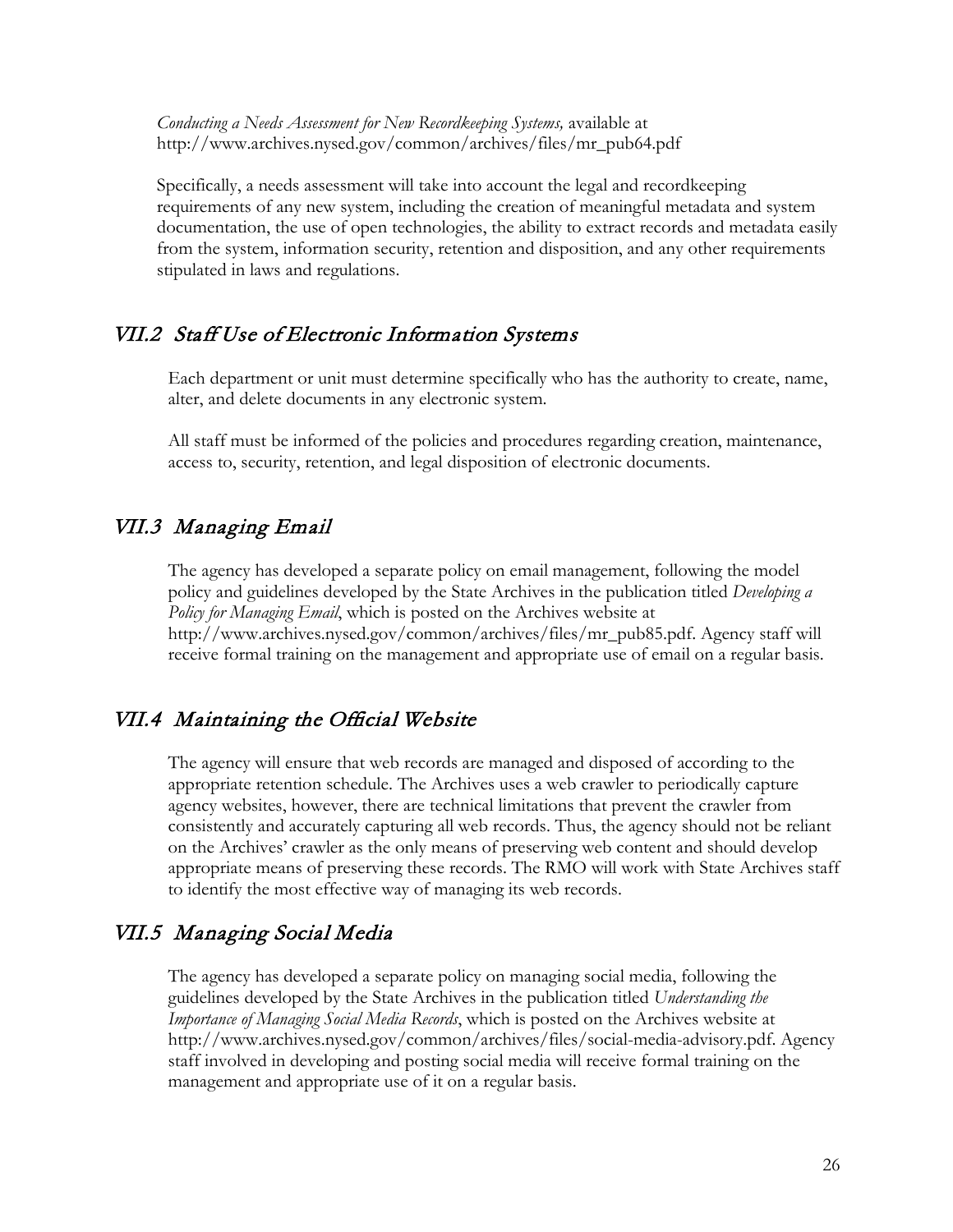*Conducting a Needs Assessment for New Recordkeeping Systems,* available at http://www.archives.nysed.gov/common/archives/files/mr_pub64.pdf

Specifically, a needs assessment will take into account the legal and recordkeeping requirements of any new system, including the creation of meaningful metadata and system documentation, the use of open technologies, the ability to extract records and metadata easily from the system, information security, retention and disposition, and any other requirements stipulated in laws and regulations.

## VII.2 Staff Use of Electronic Information Systems

Each department or unit must determine specifically who has the authority to create, name, alter, and delete documents in any electronic system.

All staff must be informed of the policies and procedures regarding creation, maintenance, access to, security, retention, and legal disposition of electronic documents.

## VII.3 Managing Email

The agency has developed a separate policy on email management, following the model policy and guidelines developed by the State Archives in the publication titled *Developing a Policy for Managing Email*, which is posted on the Archives website at http://www.archives.nysed.gov/common/archives/files/mr_pub85.pdf. Agency staff will receive formal training on the management and appropriate use of email on a regular basis.

## VII.4 Maintaining the Official Website

The agency will ensure that web records are managed and disposed of according to the appropriate retention schedule. The Archives uses a web crawler to periodically capture agency websites, however, there are technical limitations that prevent the crawler from consistently and accurately capturing all web records. Thus, the agency should not be reliant on the Archives' crawler as the only means of preserving web content and should develop appropriate means of preserving these records. The RMO will work with State Archives staff to identify the most effective way of managing its web records.

## VII.5 Managing Social Media

The agency has developed a separate policy on managing social media, following the guidelines developed by the State Archives in the publication titled *Understanding the Importance of Managing Social Media Records*, which is posted on the Archives website at http://www.archives.nysed.gov/common/archives/files/social-media-advisory.pdf. Agency staff involved in developing and posting social media will receive formal training on the management and appropriate use of it on a regular basis.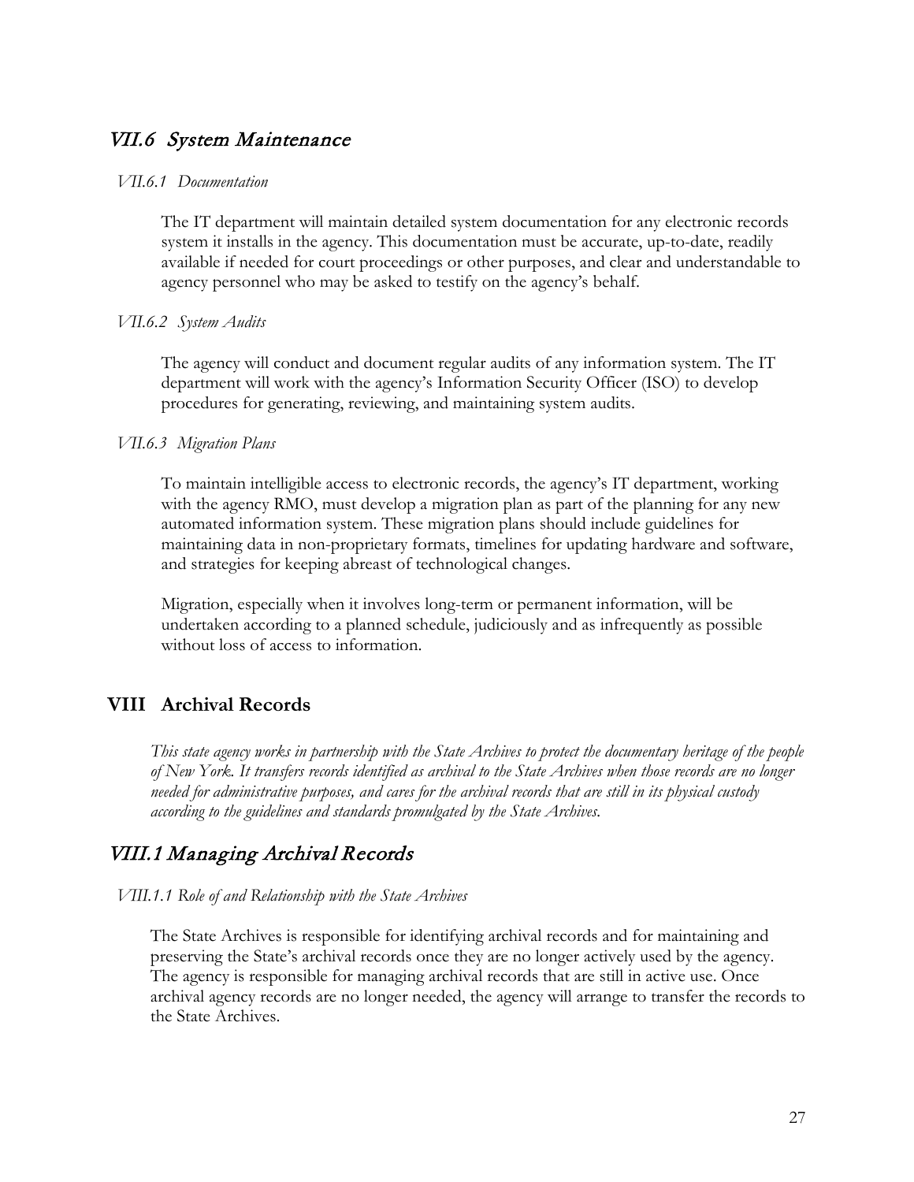## *VII.6 System Maintenance*

### *VII.6.1 Documentation*

The IT department will maintain detailed system documentation for any electronic records system it installs in the agency. This documentation must be accurate, up-to-date, readily available if needed for court proceedings or other purposes, and clear and understandable to agency personnel who may be asked to testify on the agency's behalf.

### *VII.6.2 System Audits*

The agency will conduct and document regular audits of any information system. The IT department will work with the agency's Information Security Officer (ISO) to develop procedures for generating, reviewing, and maintaining system audits.

### *VII.6.3 Migration Plans*

To maintain intelligible access to electronic records, the agency's IT department, working with the agency RMO, must develop a migration plan as part of the planning for any new automated information system. These migration plans should include guidelines for maintaining data in non-proprietary formats, timelines for updating hardware and software, and strategies for keeping abreast of technological changes.

Migration, especially when it involves long-term or permanent information, will be undertaken according to a planned schedule, judiciously and as infrequently as possible without loss of access to information.

# VIII Archival Records

*This state agency works in partnership with the State Archives to protect the documentary heritage of the people of New York. It transfers records identified as archival to the State Archives when those records are no longer needed for administrative purposes, and cares for the archival records that are still in its physical custody according to the guidelines and standards promulgated by the State Archives.*

## *VIII.1 Managing Archival Records*

### *VIII.1.1 Role of and Relationship with the State Archives*

The State Archives is responsible for identifying archival records and for maintaining and preserving the State's archival records once they are no longer actively used by the agency. The agency is responsible for managing archival records that are still in active use. Once archival agency records are no longer needed, the agency will arrange to transfer the records to the State Archives.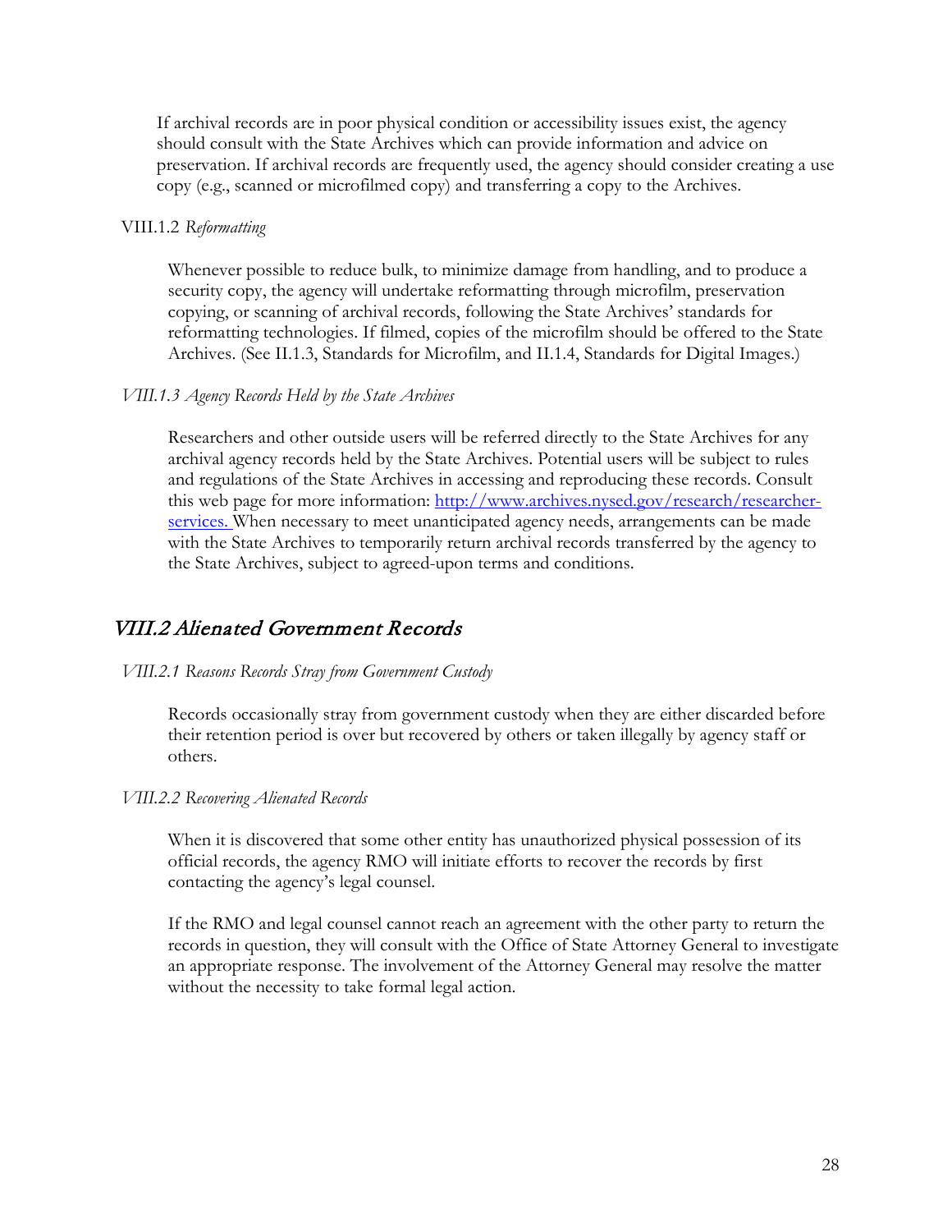If archival records are in poor physical condition or accessibility issues exist, the agency should consult with the State Archives which can provide information and advice on preservation. If archival records are frequently used, the agency should consider creating a use copy (e.g., scanned or microfilmed copy) and transferring a copy to the Archives.

#### VIII.1.2 *Reformatting*

Whenever possible to reduce bulk, to minimize damage from handling, and to produce a security copy, the agency will undertake reformatting through microfilm, preservation copying, or scanning of archival records, following the State Archives' standards for reformatting technologies. If filmed, copies of the microfilm should be offered to the State Archives. (See II.1.3, Standards for Microfilm, and II.1.4, Standards for Digital Images.)

#### *VIII.1.3 Agency Records Held by the State Archives*

Researchers and other outside users will be referred directly to the State Archives for any archival agency records held by the State Archives. Potential users will be subject to rules and regulations of the State Archives in accessing and reproducing these records. Consult this web page for more information: [http://www.archives.nysed.gov/research/researcher-services.](http://www.archives.nysed.gov/research/researcher-services) When necessary to meet unanticipated agency needs, arrangements can be made with the State Archives to temporarily return archival records transferred by the agency to the State Archives, subject to agreed-upon terms and conditions.

## *VIII.2 Alienated Government Records*

#### *VIII.2.1 Reasons Records Stray from Government Custody*

Records occasionally stray from government custody when they are either discarded before their retention period is over but recovered by others or taken illegally by agency staff or others.

#### *VIII.2.2 Recovering Alienated Records*

When it is discovered that some other entity has unauthorized physical possession of its official records, the agency RMO will initiate efforts to recover the records by first contacting the agency's legal counsel.

If the RMO and legal counsel cannot reach an agreement with the other party to return the records in question, they will consult with the Office of State Attorney General to investigate an appropriate response. The involvement of the Attorney General may resolve the matter without the necessity to take formal legal action.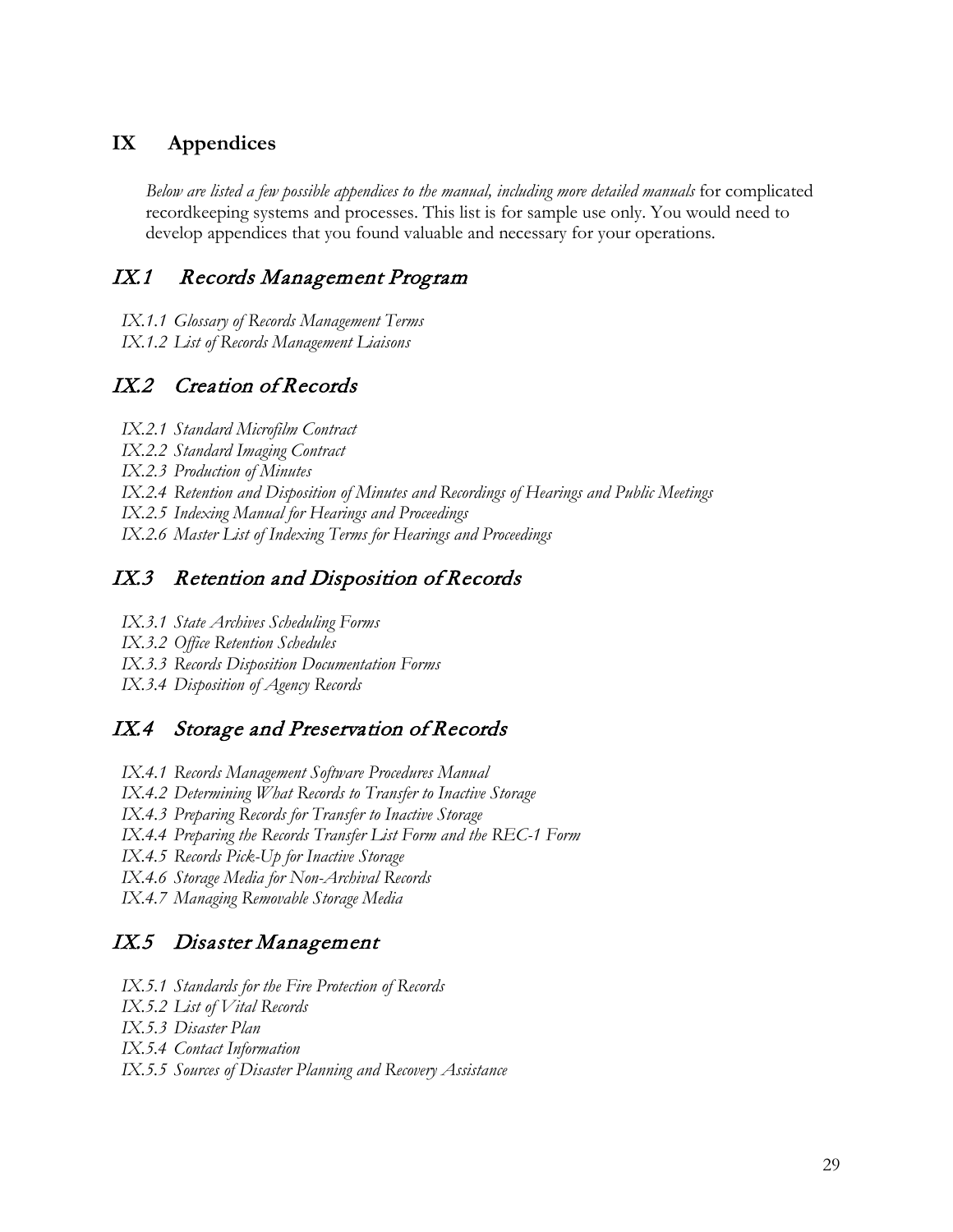## IX Appendices

*Below are listed a few possible appendices to the manual, including more detailed manuals* for complicated recordkeeping systems and processes. This list is for sample use only. You would need to develop appendices that you found valuable and necessary for your operations.

### *IX.1 Records Management Program*

*IX.1.1 Glossary of Records Management Terms*
*IX.1.2 List of Records Management Liaisons*

### *IX.2 Creation of Records*

*IX.2.1 Standard Microfilm Contract*
*IX.2.2 Standard Imaging Contract*
*IX.2.3 Production of Minutes*
*IX.2.4 Retention and Disposition of Minutes and Recordings of Hearings and Public Meetings*
*IX.2.5 Indexing Manual for Hearings and Proceedings*
*IX.2.6 Master List of Indexing Terms for Hearings and Proceedings*

### *IX.3 Retention and Disposition of Records*

*IX.3.1 State Archives Scheduling Forms*
*IX.3.2 Office Retention Schedules*
*IX.3.3 Records Disposition Documentation Forms*
*IX.3.4 Disposition of Agency Records*

### *IX.4 Storage and Preservation of Records*

*IX.4.1 Records Management Software Procedures Manual*
*IX.4.2 Determining What Records to Transfer to Inactive Storage*
*IX.4.3 Preparing Records for Transfer to Inactive Storage*
*IX.4.4 Preparing the Records Transfer List Form and the REC-1 Form*
*IX.4.5 Records Pick-Up for Inactive Storage*
*IX.4.6 Storage Media for Non-Archival Records*
*IX.4.7 Managing Removable Storage Media*

### *IX.5 Disaster Management*

*IX.5.1 Standards for the Fire Protection of Records*
*IX.5.2 List of Vital Records*
*IX.5.3 Disaster Plan*
*IX.5.4 Contact Information*
*IX.5.5 Sources of Disaster Planning and Recovery Assistance*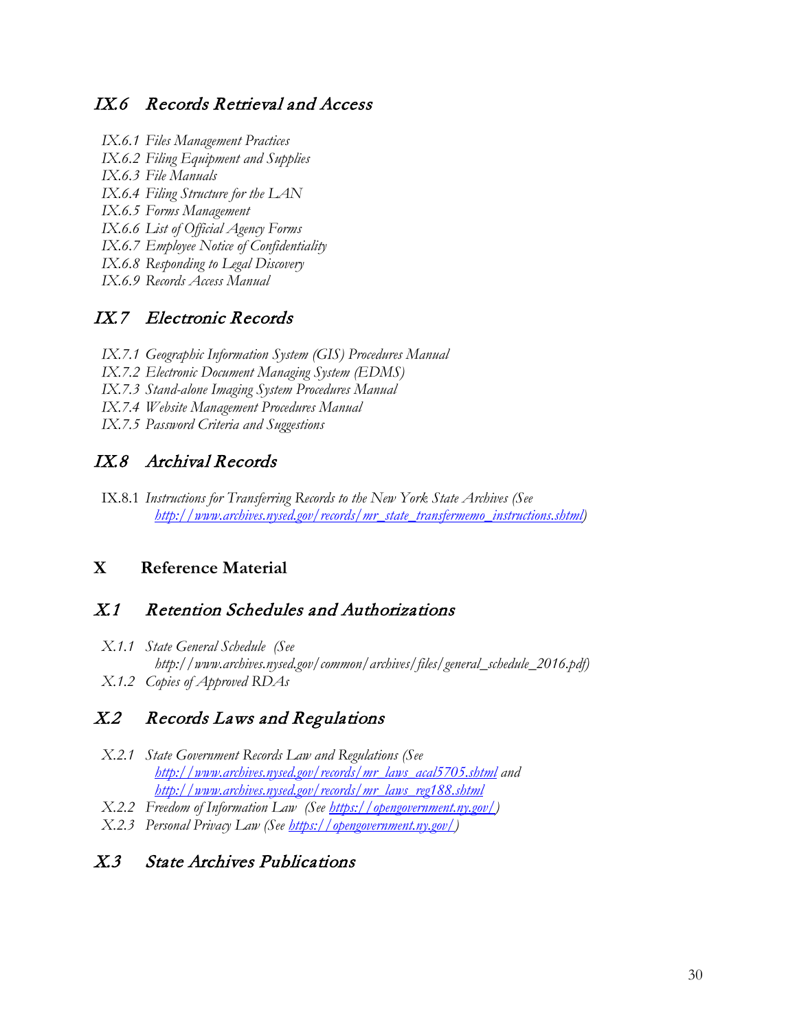## *IX.6 Records Retrieval and Access*

- *IX.6.1 Files Management Practices*
- *IX.6.2 Filing Equipment and Supplies*
- *IX.6.3 File Manuals*
- *IX.6.4 Filing Structure for the LAN*
- *IX.6.5 Forms Management*
- *IX.6.6 List of Official Agency Forms*
- *IX.6.7 Employee Notice of Confidentiality*
- *IX.6.8 Responding to Legal Discovery*
- *IX.6.9 Records Access Manual*

## *IX.7 Electronic Records*

- *IX.7.1 Geographic Information System (GIS) Procedures Manual*
- *IX.7.2 Electronic Document Managing System (EDMS)*
- *IX.7.3 Stand-alone Imaging System Procedures Manual*
- *IX.7.4 Website Management Procedures Manual*
- *IX.7.5 Password Criteria and Suggestions*

## *IX.8 Archival Records*

- IX.8.1 *Instructions for Transferring Records to the New York State Archives (See http://www.archives.nysed.gov/records/mr_state_transfermemo_instructions.shtml)*

# X Reference Material

## *X.1 Retention Schedules and Authorizations*

- *X.1.1 State General Schedule (See http://www.archives.nysed.gov/common/archives/files/general_schedule_2016.pdf)*
- *X.1.2 Copies of Approved RDAs*

## *X.2 Records Laws and Regulations*

- *X.2.1 State Government Records Law and Regulations (See http://www.archives.nysed.gov/records/mr_laws_acal5705.shtml and http://www.archives.nysed.gov/records/mr_laws_reg188.shtml*
- *X.2.2 Freedom of Information Law (See https://opengovernment.ny.gov/)*
- *X.2.3 Personal Privacy Law (See https://opengovernment.ny.gov/)*

## *X.3 State Archives Publications*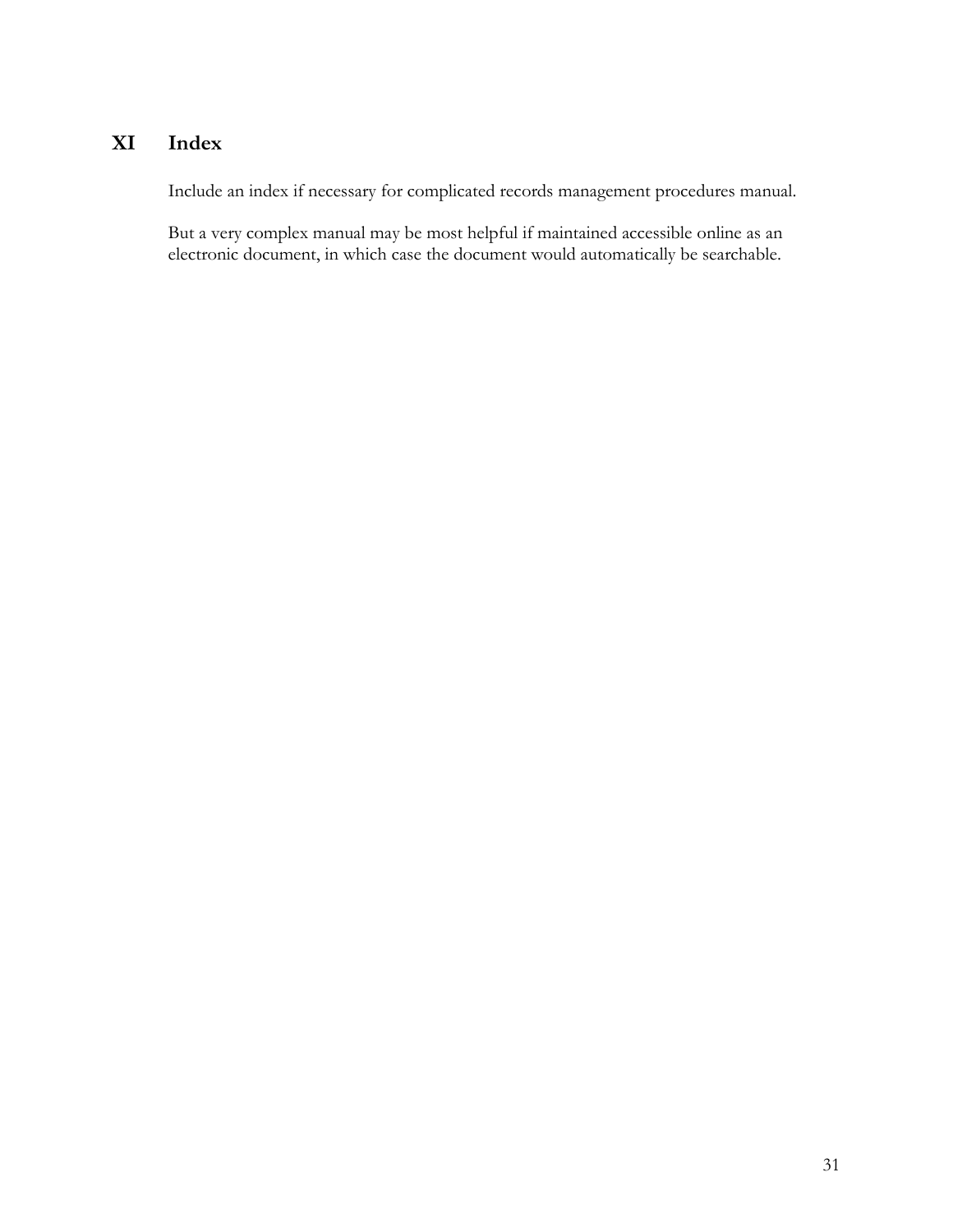## XI Index

Include an index if necessary for complicated records management procedures manual.

But a very complex manual may be most helpful if maintained accessible online as an electronic document, in which case the document would automatically be searchable.